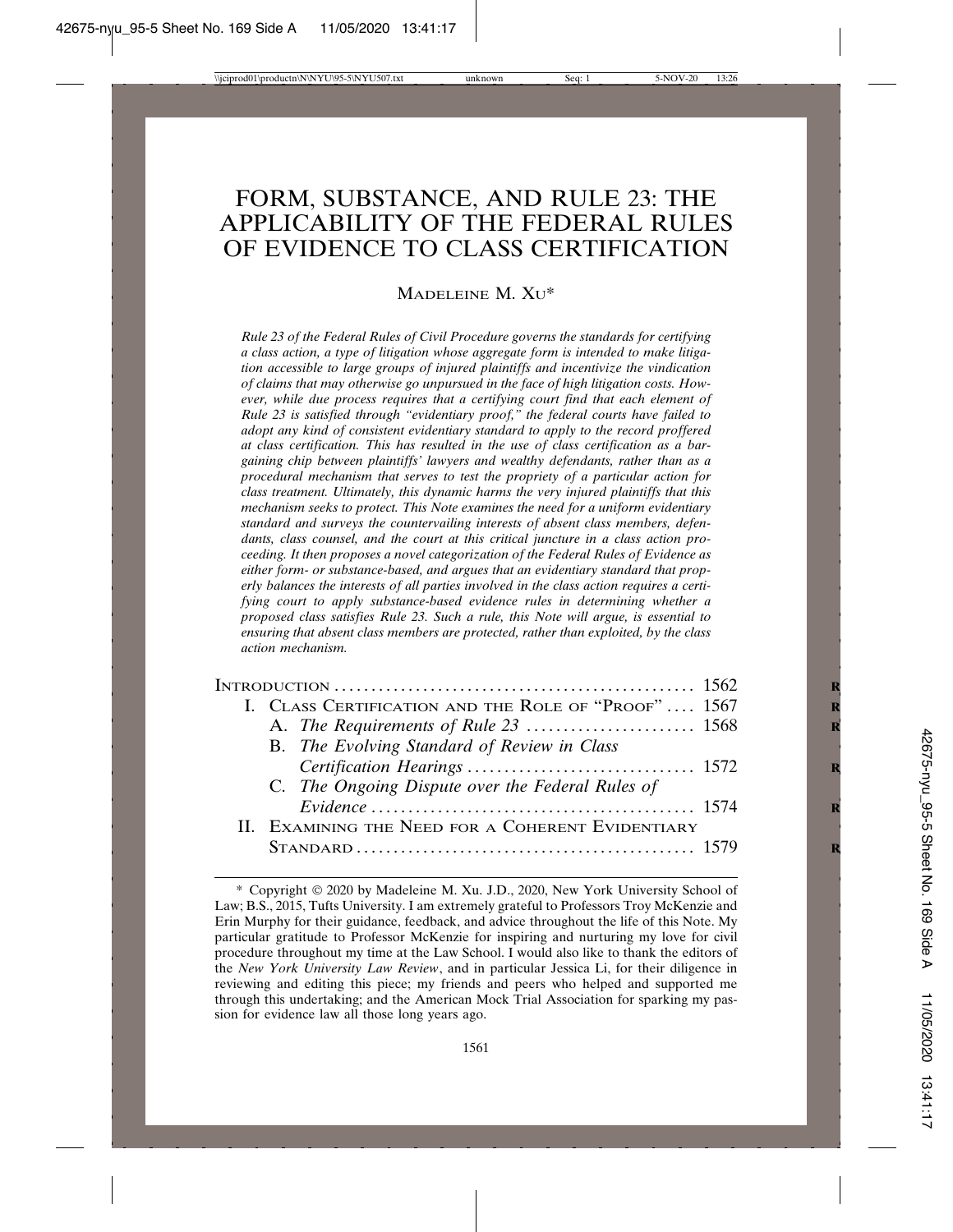# FORM, SUBSTANCE, AND RULE 23: THE APPLICABILITY OF THE FEDERAL RULES OF EVIDENCE TO CLASS CERTIFICATION

MADELEINE M. XU*

*Rule 23 of the Federal Rules of Civil Procedure governs the standards for certifying a class action, a type of litigation whose aggregate form is intended to make litigation accessible to large groups of injured plaintiffs and incentivize the vindication of claims that may otherwise go unpursued in the face of high litigation costs. However, while due process requires that a certifying court find that each element of Rule 23 is satisfied through "evidentiary proof," the federal courts have failed to adopt any kind of consistent evidentiary standard to apply to the record proffered at class certification. This has resulted in the use of class certification as a bargaining chip between plaintiffs' lawyers and wealthy defendants, rather than as a procedural mechanism that serves to test the propriety of a particular action for class treatment. Ultimately, this dynamic harms the very injured plaintiffs that this mechanism seeks to protect. This Note examines the need for a uniform evidentiary standard and surveys the countervailing interests of absent class members, defendants, class counsel, and the court at this critical juncture in a class action proceeding. It then proposes a novel categorization of the Federal Rules of Evidence as either form- or substance-based, and argues that an evidentiary standard that properly balances the interests of all parties involved in the class action requires a certifying court to apply substance-based evidence rules in determining whether a proposed class satisfies Rule 23. Such a rule, this Note will argue, is essential to ensuring that absent class members are protected, rather than exploited, by the class action mechanism.*

| | |
|---|---|
| INTRODUCTION | 1562 |
| I. CLASS CERTIFICATION AND THE ROLE OF "PROOF" | 1567 |
| A. *The Requirements of Rule 23* | 1568 |
| B. *The Evolving Standard of Review in Class Certification Hearings* | 1572 |
| C. *The Ongoing Dispute over the Federal Rules of Evidence* | 1574 |
| II. EXAMINING THE NEED FOR A COHERENT EVIDENTIARY STANDARD | 1579 |

\* Copyright © 2020 by Madeleine M. Xu. J.D., 2020, New York University School of Law; B.S., 2015, Tufts University. I am extremely grateful to Professors Troy McKenzie and Erin Murphy for their guidance, feedback, and advice throughout the life of this Note. My particular gratitude to Professor McKenzie for inspiring and nurturing my love for civil procedure throughout my time at the Law School. I would also like to thank the editors of the *New York University Law Review*, and in particular Jessica Li, for their diligence in reviewing and editing this piece; my friends and peers who helped and supported me through this undertaking; and the American Mock Trial Association for sparking my passion for evidence law all those long years ago.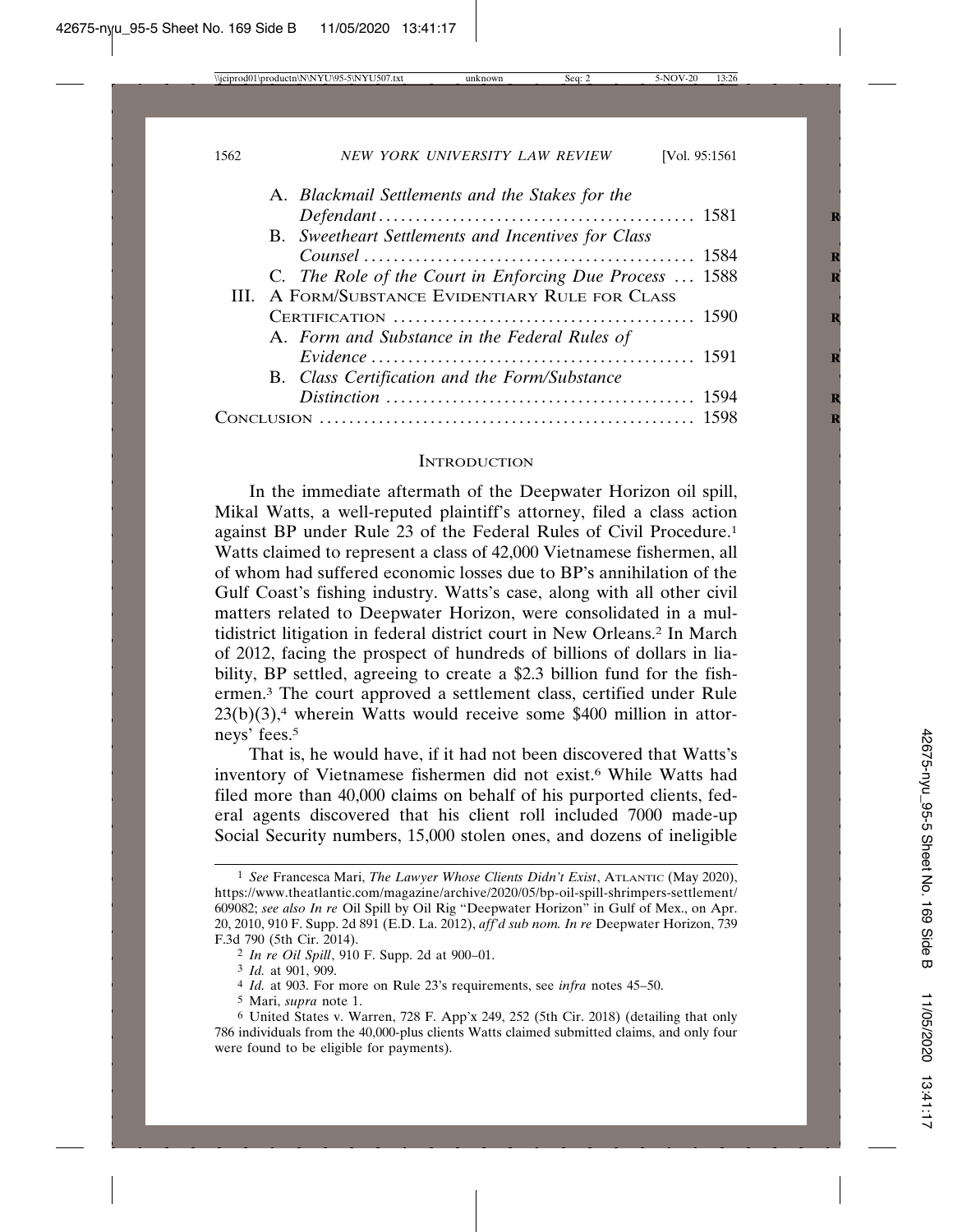A. *Blackmail Settlements and the Stakes for the Defendant* . . . . . . . . . . . . . . . . . . . . . . . . . . . . . . . . . . . . . . . . . . 1581

B. *Sweetheart Settlements and Incentives for Class Counsel* . . . . . . . . . . . . . . . . . . . . . . . . . . . . . . . . . . . . . . . . . . . . 1584

C. *The Role of the Court in Enforcing Due Process* . . . 1588

III. A Form/Substance Evidentiary Rule for Class Certification . . . . . . . . . . . . . . . . . . . . . . . . . . . . . . . . . . . . . . . . 1590

A. *Form and Substance in the Federal Rules of Evidence* . . . . . . . . . . . . . . . . . . . . . . . . . . . . . . . . . . . . . . . . . . . 1591

B. *Class Certification and the Form/Substance Distinction* . . . . . . . . . . . . . . . . . . . . . . . . . . . . . . . . . . . . . . . . . 1594

Conclusion . . . . . . . . . . . . . . . . . . . . . . . . . . . . . . . . . . . . . . . . . . . . . . . . . 1598

## Introduction

In the immediate aftermath of the Deepwater Horizon oil spill, Mikal Watts, a well-reputed plaintiff's attorney, filed a class action against BP under Rule 23 of the Federal Rules of Civil Procedure.[1] Watts claimed to represent a class of 42,000 Vietnamese fishermen, all of whom had suffered economic losses due to BP's annihilation of the Gulf Coast's fishing industry. Watts's case, along with all other civil matters related to Deepwater Horizon, were consolidated in a multidistrict litigation in federal district court in New Orleans.[2] In March of 2012, facing the prospect of hundreds of billions of dollars in liability, BP settled, agreeing to create a $2.3 billion fund for the fishermen.[3] The court approved a settlement class, certified under Rule 23(b)(3),[4] wherein Watts would receive some $400 million in attorneys' fees.[5]

That is, he would have, if it had not been discovered that Watts's inventory of Vietnamese fishermen did not exist.[6] While Watts had filed more than 40,000 claims on behalf of his purported clients, federal agents discovered that his client roll included 7000 made-up Social Security numbers, 15,000 stolen ones, and dozens of ineligible

---

[1] *See* Francesca Mari, *The Lawyer Whose Clients Didn't Exist*, Atlantic (May 2020), https://www.theatlantic.com/magazine/archive/2020/05/bp-oil-spill-shrimpers-settlement/609082; *see also In re* Oil Spill by Oil Rig "Deepwater Horizon" in Gulf of Mex., on Apr. 20, 2010, 910 F. Supp. 2d 891 (E.D. La. 2012), *aff'd sub nom. In re* Deepwater Horizon, 739 F.3d 790 (5th Cir. 2014).

[2] *In re Oil Spill*, 910 F. Supp. 2d at 900–01.

[3] *Id.* at 901, 909.

[4] *Id.* at 903. For more on Rule 23's requirements, see *infra* notes 45–50.

[5] Mari, *supra* note 1.

[6] United States v. Warren, 728 F. App'x 249, 252 (5th Cir. 2018) (detailing that only 786 individuals from the 40,000-plus clients Watts claimed submitted claims, and only four were found to be eligible for payments).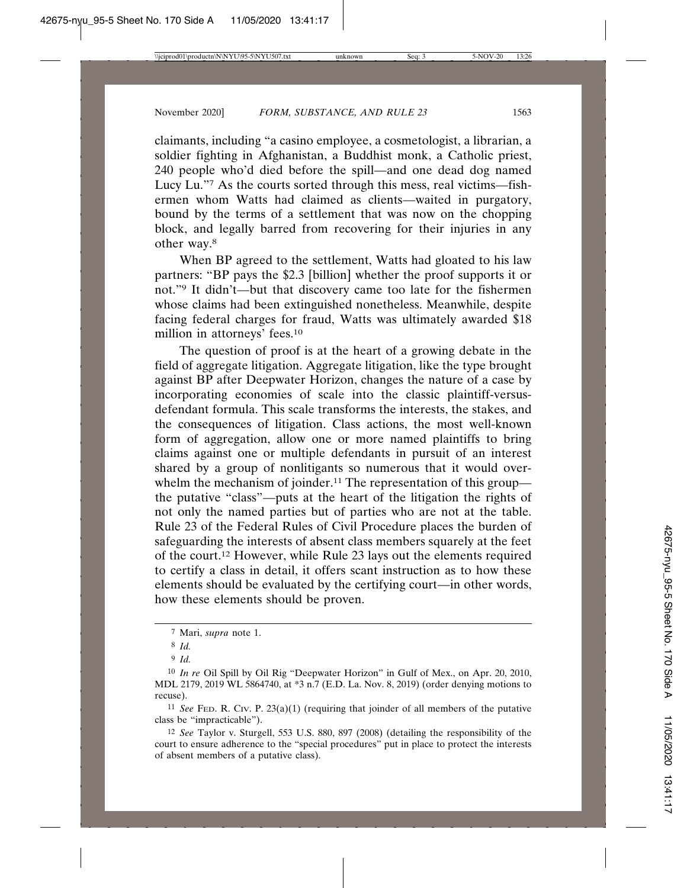claimants, including "a casino employee, a cosmetologist, a librarian, a soldier fighting in Afghanistan, a Buddhist monk, a Catholic priest, 240 people who'd died before the spill—and one dead dog named Lucy Lu."[7] As the courts sorted through this mess, real victims—fishermen whom Watts had claimed as clients—waited in purgatory, bound by the terms of a settlement that was now on the chopping block, and legally barred from recovering for their injuries in any other way.[8]

When BP agreed to the settlement, Watts had gloated to his law partners: "BP pays the $2.3 [billion] whether the proof supports it or not."[9] It didn't—but that discovery came too late for the fishermen whose claims had been extinguished nonetheless. Meanwhile, despite facing federal charges for fraud, Watts was ultimately awarded $18 million in attorneys' fees.[10]

The question of proof is at the heart of a growing debate in the field of aggregate litigation. Aggregate litigation, like the type brought against BP after Deepwater Horizon, changes the nature of a case by incorporating economies of scale into the classic plaintiff-versus-defendant formula. This scale transforms the interests, the stakes, and the consequences of litigation. Class actions, the most well-known form of aggregation, allow one or more named plaintiffs to bring claims against one or multiple defendants in pursuit of an interest shared by a group of nonlitigants so numerous that it would overwhelm the mechanism of joinder.[11] The representation of this group—the putative "class"—puts at the heart of the litigation the rights of not only the named parties but of parties who are not at the table. Rule 23 of the Federal Rules of Civil Procedure places the burden of safeguarding the interests of absent class members squarely at the feet of the court.[12] However, while Rule 23 lays out the elements required to certify a class in detail, it offers scant instruction as to how these elements should be evaluated by the certifying court—in other words, how these elements should be proven.

---

[7] Mari, *supra* note 1.

[8] *Id.*

[9] *Id.*

[10] *In re* Oil Spill by Oil Rig "Deepwater Horizon" in Gulf of Mex., on Apr. 20, 2010, MDL 2179, 2019 WL 5864740, at *3 n.7 (E.D. La. Nov. 8, 2019) (order denying motions to recuse).

[11] *See* FED. R. CIV. P. 23(a)(1) (requiring that joinder of all members of the putative class be "impracticable").

[12] *See* Taylor v. Sturgell, 553 U.S. 880, 897 (2008) (detailing the responsibility of the court to ensure adherence to the "special procedures" put in place to protect the interests of absent members of a putative class).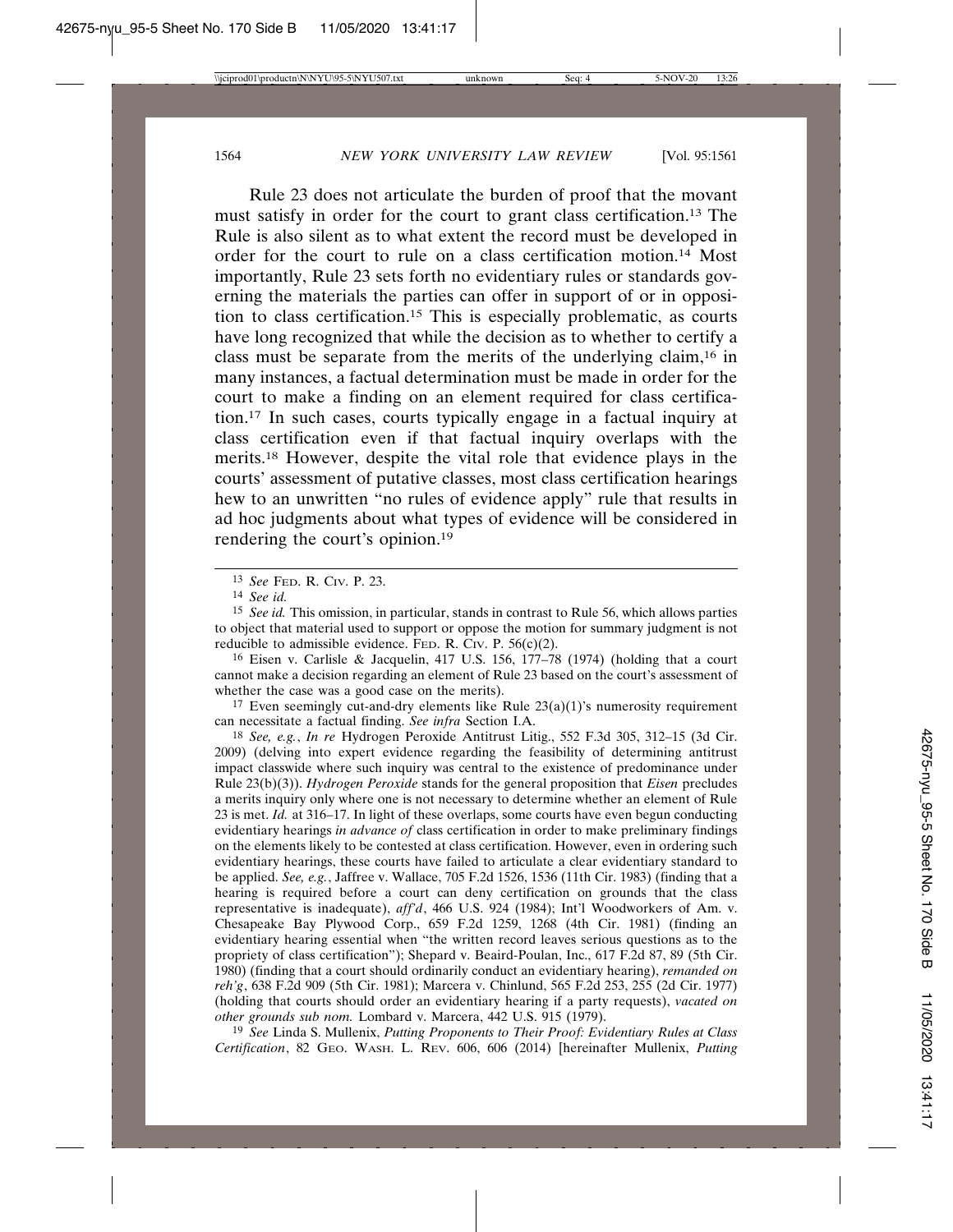Rule 23 does not articulate the burden of proof that the movant must satisfy in order for the court to grant class certification.[13] The Rule is also silent as to what extent the record must be developed in order for the court to rule on a class certification motion.[14] Most importantly, Rule 23 sets forth no evidentiary rules or standards governing the materials the parties can offer in support of or in opposition to class certification.[15] This is especially problematic, as courts have long recognized that while the decision as to whether to certify a class must be separate from the merits of the underlying claim,[16] in many instances, a factual determination must be made in order for the court to make a finding on an element required for class certification.[17] In such cases, courts typically engage in a factual inquiry at class certification even if that factual inquiry overlaps with the merits.[18] However, despite the vital role that evidence plays in the courts' assessment of putative classes, most class certification hearings hew to an unwritten "no rules of evidence apply" rule that results in ad hoc judgments about what types of evidence will be considered in rendering the court's opinion.[19]

---

[13] *See* Fed. R. Civ. P. 23.

[14] *See id.*

[15] *See id.* This omission, in particular, stands in contrast to Rule 56, which allows parties to object that material used to support or oppose the motion for summary judgment is not reducible to admissible evidence. Fed. R. Civ. P. 56(c)(2).

[16] Eisen v. Carlisle & Jacquelin, 417 U.S. 156, 177–78 (1974) (holding that a court cannot make a decision regarding an element of Rule 23 based on the court's assessment of whether the case was a good case on the merits).

[17] Even seemingly cut-and-dry elements like Rule 23(a)(1)'s numerosity requirement can necessitate a factual finding. *See infra* Section I.A.

[18] *See, e.g.*, *In re* Hydrogen Peroxide Antitrust Litig., 552 F.3d 305, 312–15 (3d Cir. 2009) (delving into expert evidence regarding the feasibility of determining antitrust impact classwide where such inquiry was central to the existence of predominance under Rule 23(b)(3)). *Hydrogen Peroxide* stands for the general proposition that *Eisen* precludes a merits inquiry only where one is not necessary to determine whether an element of Rule 23 is met. *Id.* at 316–17. In light of these overlaps, some courts have even begun conducting evidentiary hearings *in advance of* class certification in order to make preliminary findings on the elements likely to be contested at class certification. However, even in ordering such evidentiary hearings, these courts have failed to articulate a clear evidentiary standard to be applied. *See, e.g.*, Jaffree v. Wallace, 705 F.2d 1526, 1536 (11th Cir. 1983) (finding that a hearing is required before a court can deny certification on grounds that the class representative is inadequate), *aff'd*, 466 U.S. 924 (1984); Int'l Woodworkers of Am. v. Chesapeake Bay Plywood Corp., 659 F.2d 1259, 1268 (4th Cir. 1981) (finding an evidentiary hearing essential when "the written record leaves serious questions as to the propriety of class certification"); Shepard v. Beaird-Poulan, Inc., 617 F.2d 87, 89 (5th Cir. 1980) (finding that a court should ordinarily conduct an evidentiary hearing), *remanded on reh'g*, 638 F.2d 909 (5th Cir. 1981); Marcera v. Chinlund, 565 F.2d 253, 255 (2d Cir. 1977) (holding that courts should order an evidentiary hearing if a party requests), *vacated on other grounds sub nom.* Lombard v. Marcera, 442 U.S. 915 (1979).

[19] *See* Linda S. Mullenix, *Putting Proponents to Their Proof: Evidentiary Rules at Class Certification*, 82 Geo. Wash. L. Rev. 606, 606 (2014) [hereinafter Mullenix, *Putting*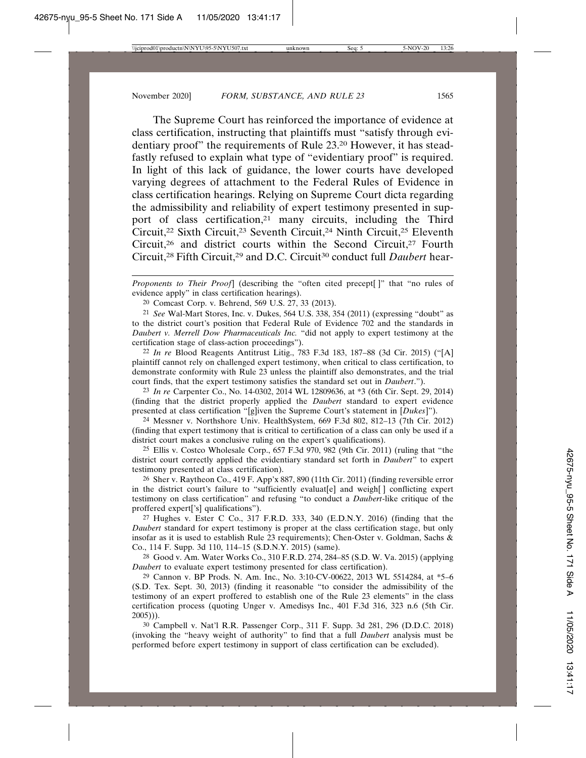The Supreme Court has reinforced the importance of evidence at class certification, instructing that plaintiffs must "satisfy through evidentiary proof" the requirements of Rule 23.[20] However, it has steadfastly refused to explain what type of "evidentiary proof" is required. In light of this lack of guidance, the lower courts have developed varying degrees of attachment to the Federal Rules of Evidence in class certification hearings. Relying on Supreme Court dicta regarding the admissibility and reliability of expert testimony presented in support of class certification,[21] many circuits, including the Third Circuit,[22] Sixth Circuit,[23] Seventh Circuit,[24] Ninth Circuit,[25] Eleventh Circuit,[26] and district courts within the Second Circuit,[27] Fourth Circuit,[28] Fifth Circuit,[29] and D.C. Circuit[30] conduct full *Daubert* hear-

---

*Proponents to Their Proof*] (describing the "often cited precept[ ]" that "no rules of evidence apply" in class certification hearings).

20 Comcast Corp. v. Behrend, 569 U.S. 27, 33 (2013).

21 *See* Wal-Mart Stores, Inc. v. Dukes, 564 U.S. 338, 354 (2011) (expressing "doubt" as to the district court's position that Federal Rule of Evidence 702 and the standards in *Daubert v. Merrell Dow Pharmaceuticals Inc.* "did not apply to expert testimony at the certification stage of class-action proceedings").

22 *In re* Blood Reagents Antitrust Litig., 783 F.3d 183, 187–88 (3d Cir. 2015) ("[A] plaintiff cannot rely on challenged expert testimony, when critical to class certification, to demonstrate conformity with Rule 23 unless the plaintiff also demonstrates, and the trial court finds, that the expert testimony satisfies the standard set out in *Daubert*.").

23 *In re* Carpenter Co., No. 14-0302, 2014 WL 12809636, at *3 (6th Cir. Sept. 29, 2014) (finding that the district properly applied the *Daubert* standard to expert evidence presented at class certification "[g]iven the Supreme Court's statement in [*Dukes*]").

24 Messner v. Northshore Univ. HealthSystem, 669 F.3d 802, 812–13 (7th Cir. 2012) (finding that expert testimony that is critical to certification of a class can only be used if a district court makes a conclusive ruling on the expert's qualifications).

25 Ellis v. Costco Wholesale Corp., 657 F.3d 970, 982 (9th Cir. 2011) (ruling that "the district court correctly applied the evidentiary standard set forth in *Daubert*" to expert testimony presented at class certification).

26 Sher v. Raytheon Co., 419 F. App'x 887, 890 (11th Cir. 2011) (finding reversible error in the district court's failure to "sufficiently evaluat[e] and weigh[ ] conflicting expert testimony on class certification" and refusing "to conduct a *Daubert*-like critique of the proffered expert['s] qualifications").

27 Hughes v. Ester C Co., 317 F.R.D. 333, 340 (E.D.N.Y. 2016) (finding that the *Daubert* standard for expert testimony is proper at the class certification stage, but only insofar as it is used to establish Rule 23 requirements); Chen-Oster v. Goldman, Sachs & Co., 114 F. Supp. 3d 110, 114–15 (S.D.N.Y. 2015) (same).

28 Good v. Am. Water Works Co., 310 F.R.D. 274, 284–85 (S.D. W. Va. 2015) (applying *Daubert* to evaluate expert testimony presented for class certification).

29 Cannon v. BP Prods. N. Am. Inc., No. 3:10-CV-00622, 2013 WL 5514284, at *5–6 (S.D. Tex. Sept. 30, 2013) (finding it reasonable "to consider the admissibility of the testimony of an expert proffered to establish one of the Rule 23 elements" in the class certification process (quoting Unger v. Amedisys Inc., 401 F.3d 316, 323 n.6 (5th Cir. 2005))).

30 Campbell v. Nat'l R.R. Passenger Corp., 311 F. Supp. 3d 281, 296 (D.D.C. 2018) (invoking the "heavy weight of authority" to find that a full *Daubert* analysis must be performed before expert testimony in support of class certification can be excluded).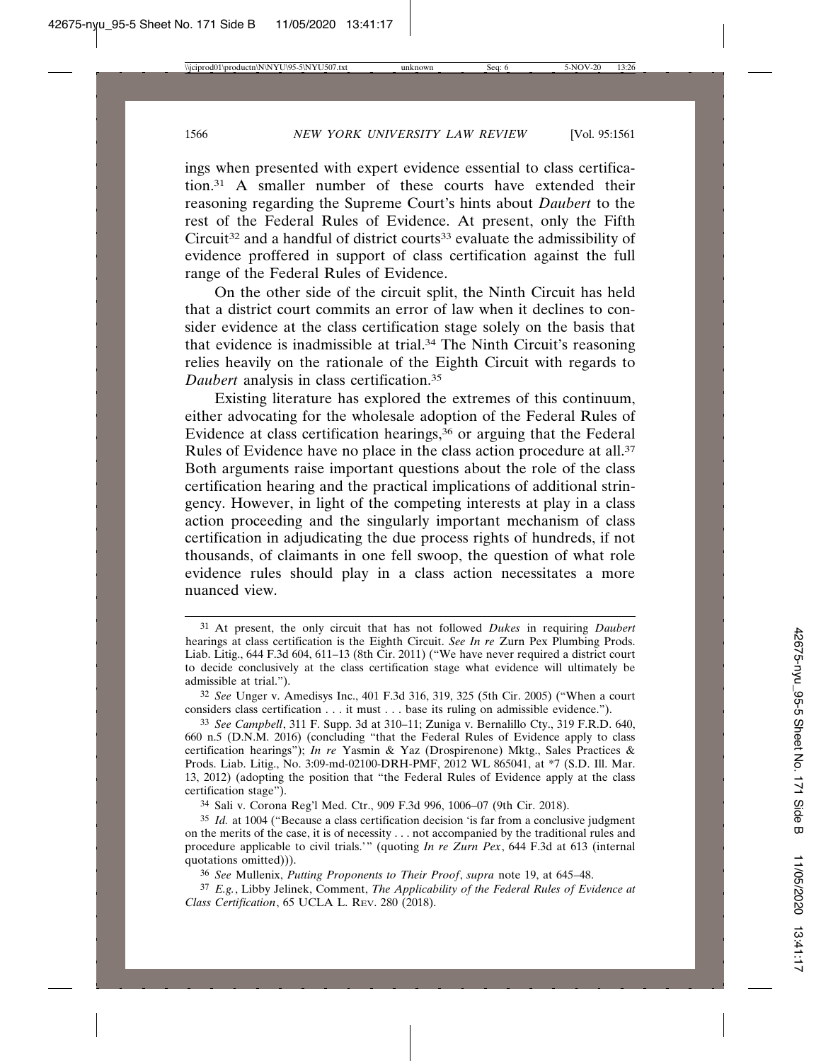ings when presented with expert evidence essential to class certification.[31] A smaller number of these courts have extended their reasoning regarding the Supreme Court's hints about *Daubert* to the rest of the Federal Rules of Evidence. At present, only the Fifth Circuit[32] and a handful of district courts[33] evaluate the admissibility of evidence proffered in support of class certification against the full range of the Federal Rules of Evidence.

On the other side of the circuit split, the Ninth Circuit has held that a district court commits an error of law when it declines to consider evidence at the class certification stage solely on the basis that that evidence is inadmissible at trial.[34] The Ninth Circuit's reasoning relies heavily on the rationale of the Eighth Circuit with regards to *Daubert* analysis in class certification.[35]

Existing literature has explored the extremes of this continuum, either advocating for the wholesale adoption of the Federal Rules of Evidence at class certification hearings,[36] or arguing that the Federal Rules of Evidence have no place in the class action procedure at all.[37] Both arguments raise important questions about the role of the class certification hearing and the practical implications of additional stringency. However, in light of the competing interests at play in a class action proceeding and the singularly important mechanism of class certification in adjudicating the due process rights of hundreds, if not thousands, of claimants in one fell swoop, the question of what role evidence rules should play in a class action necessitates a more nuanced view.

---

[31] At present, the only circuit that has not followed *Dukes* in requiring *Daubert* hearings at class certification is the Eighth Circuit. *See In re* Zurn Pex Plumbing Prods. Liab. Litig., 644 F.3d 604, 611–13 (8th Cir. 2011) ("We have never required a district court to decide conclusively at the class certification stage what evidence will ultimately be admissible at trial.").

[32] *See* Unger v. Amedisys Inc., 401 F.3d 316, 319, 325 (5th Cir. 2005) ("When a court considers class certification . . . it must . . . base its ruling on admissible evidence.").

[33] *See Campbell*, 311 F. Supp. 3d at 310–11; Zuniga v. Bernalillo Cty., 319 F.R.D. 640, 660 n.5 (D.N.M. 2016) (concluding "that the Federal Rules of Evidence apply to class certification hearings"); *In re* Yasmin & Yaz (Drospirenone) Mktg., Sales Practices & Prods. Liab. Litig., No. 3:09-md-02100-DRH-PMF, 2012 WL 865041, at *7 (S.D. Ill. Mar. 13, 2012) (adopting the position that "the Federal Rules of Evidence apply at the class certification stage").

[34] Sali v. Corona Reg'l Med. Ctr., 909 F.3d 996, 1006–07 (9th Cir. 2018).

[35] *Id.* at 1004 ("Because a class certification decision 'is far from a conclusive judgment on the merits of the case, it is of necessity . . . not accompanied by the traditional rules and procedure applicable to civil trials.'" (quoting *In re Zurn Pex*, 644 F.3d at 613 (internal quotations omitted))).

[36] *See* Mullenix, *Putting Proponents to Their Proof*, *supra* note 19, at 645–48.

[37] *E.g.*, Libby Jelinek, Comment, *The Applicability of the Federal Rules of Evidence at Class Certification*, 65 UCLA L. REV. 280 (2018).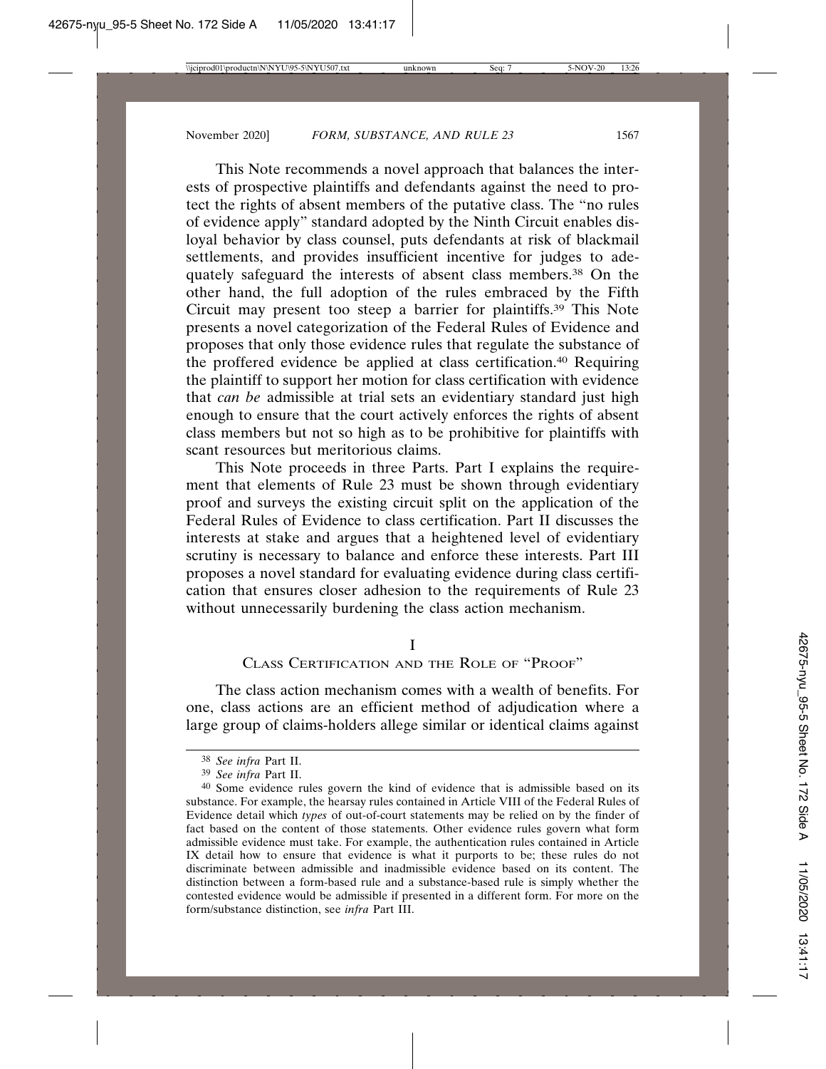This Note recommends a novel approach that balances the interests of prospective plaintiffs and defendants against the need to protect the rights of absent members of the putative class. The "no rules of evidence apply" standard adopted by the Ninth Circuit enables disloyal behavior by class counsel, puts defendants at risk of blackmail settlements, and provides insufficient incentive for judges to adequately safeguard the interests of absent class members.[38] On the other hand, the full adoption of the rules embraced by the Fifth Circuit may present too steep a barrier for plaintiffs.[39] This Note presents a novel categorization of the Federal Rules of Evidence and proposes that only those evidence rules that regulate the substance of the proffered evidence be applied at class certification.[40] Requiring the plaintiff to support her motion for class certification with evidence that *can be* admissible at trial sets an evidentiary standard just high enough to ensure that the court actively enforces the rights of absent class members but not so high as to be prohibitive for plaintiffs with scant resources but meritorious claims.

This Note proceeds in three Parts. Part I explains the requirement that elements of Rule 23 must be shown through evidentiary proof and surveys the existing circuit split on the application of the Federal Rules of Evidence to class certification. Part II discusses the interests at stake and argues that a heightened level of evidentiary scrutiny is necessary to balance and enforce these interests. Part III proposes a novel standard for evaluating evidence during class certification that ensures closer adhesion to the requirements of Rule 23 without unnecessarily burdening the class action mechanism.

# I
# Class Certification and the Role of "Proof"

The class action mechanism comes with a wealth of benefits. For one, class actions are an efficient method of adjudication where a large group of claims-holders allege similar or identical claims against

---

38 *See infra* Part II.

39 *See infra* Part II.

40 Some evidence rules govern the kind of evidence that is admissible based on its substance. For example, the hearsay rules contained in Article VIII of the Federal Rules of Evidence detail which *types* of out-of-court statements may be relied on by the finder of fact based on the content of those statements. Other evidence rules govern what form admissible evidence must take. For example, the authentication rules contained in Article IX detail how to ensure that evidence is what it purports to be; these rules do not discriminate between admissible and inadmissible evidence based on its content. The distinction between a form-based rule and a substance-based rule is simply whether the contested evidence would be admissible if presented in a different form. For more on the form/substance distinction, see *infra* Part III.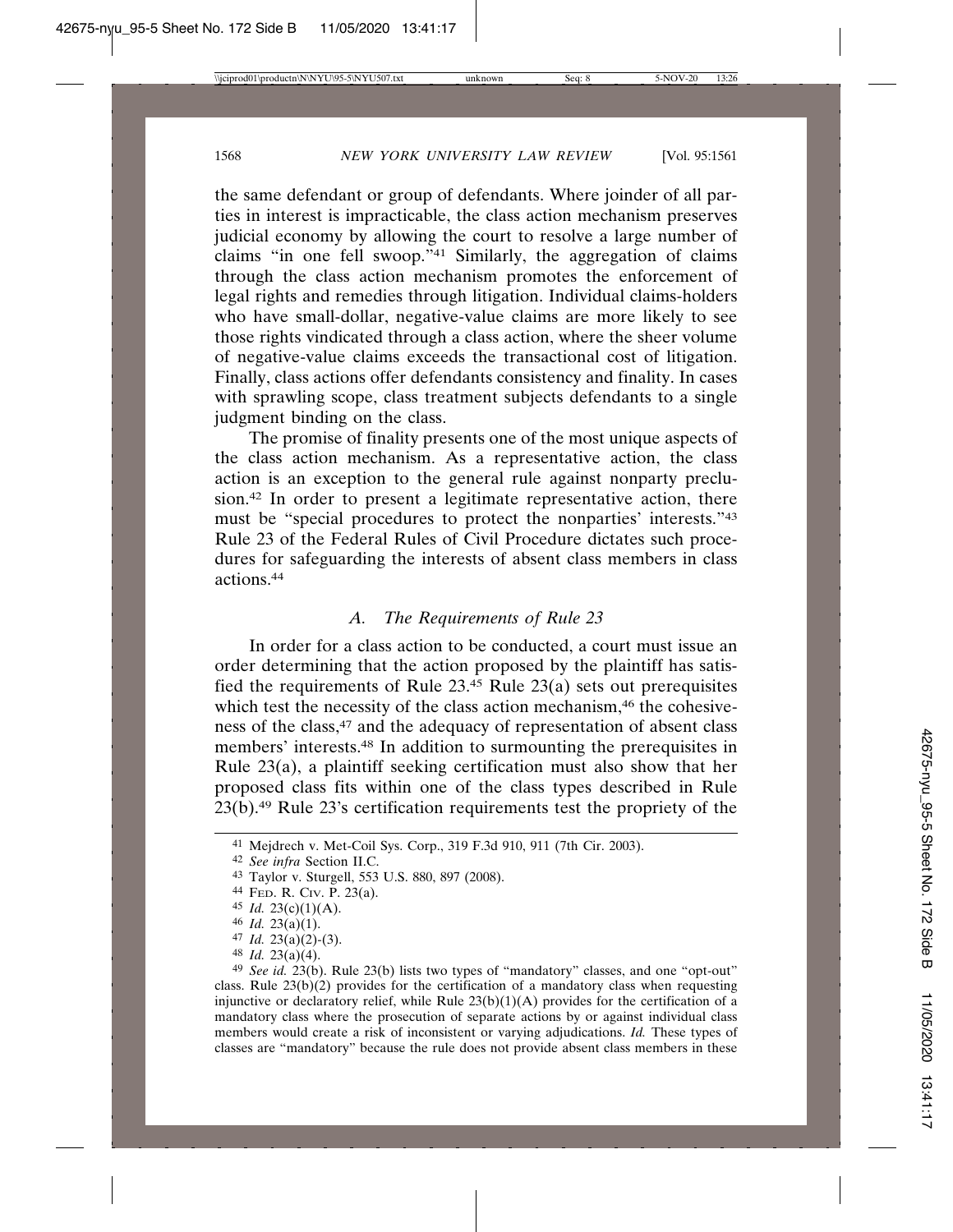the same defendant or group of defendants. Where joinder of all parties in interest is impracticable, the class action mechanism preserves judicial economy by allowing the court to resolve a large number of claims "in one fell swoop."[41] Similarly, the aggregation of claims through the class action mechanism promotes the enforcement of legal rights and remedies through litigation. Individual claims-holders who have small-dollar, negative-value claims are more likely to see those rights vindicated through a class action, where the sheer volume of negative-value claims exceeds the transactional cost of litigation. Finally, class actions offer defendants consistency and finality. In cases with sprawling scope, class treatment subjects defendants to a single judgment binding on the class.

The promise of finality presents one of the most unique aspects of the class action mechanism. As a representative action, the class action is an exception to the general rule against nonparty preclusion.[42] In order to present a legitimate representative action, there must be "special procedures to protect the nonparties' interests."[43] Rule 23 of the Federal Rules of Civil Procedure dictates such procedures for safeguarding the interests of absent class members in class actions.[44]

### *A. The Requirements of Rule 23*

In order for a class action to be conducted, a court must issue an order determining that the action proposed by the plaintiff has satisfied the requirements of Rule 23.[45] Rule 23(a) sets out prerequisites which test the necessity of the class action mechanism,[46] the cohesiveness of the class,[47] and the adequacy of representation of absent class members' interests.[48] In addition to surmounting the prerequisites in Rule 23(a), a plaintiff seeking certification must also show that her proposed class fits within one of the class types described in Rule 23(b).[49] Rule 23's certification requirements test the propriety of the

---

41 Mejdrech v. Met-Coil Sys. Corp., 319 F.3d 910, 911 (7th Cir. 2003).

42 *See infra* Section II.C.

43 Taylor v. Sturgell, 553 U.S. 880, 897 (2008).

44 FED. R. CIV. P. 23(a).

45 *Id.* 23(c)(1)(A).

46 *Id.* 23(a)(1).

47 *Id.* 23(a)(2)-(3).

48 *Id.* 23(a)(4).

49 *See id.* 23(b). Rule 23(b) lists two types of "mandatory" classes, and one "opt-out" class. Rule 23(b)(2) provides for the certification of a mandatory class when requesting injunctive or declaratory relief, while Rule 23(b)(1)(A) provides for the certification of a mandatory class where the prosecution of separate actions by or against individual class members would create a risk of inconsistent or varying adjudications. *Id.* These types of classes are "mandatory" because the rule does not provide absent class members in these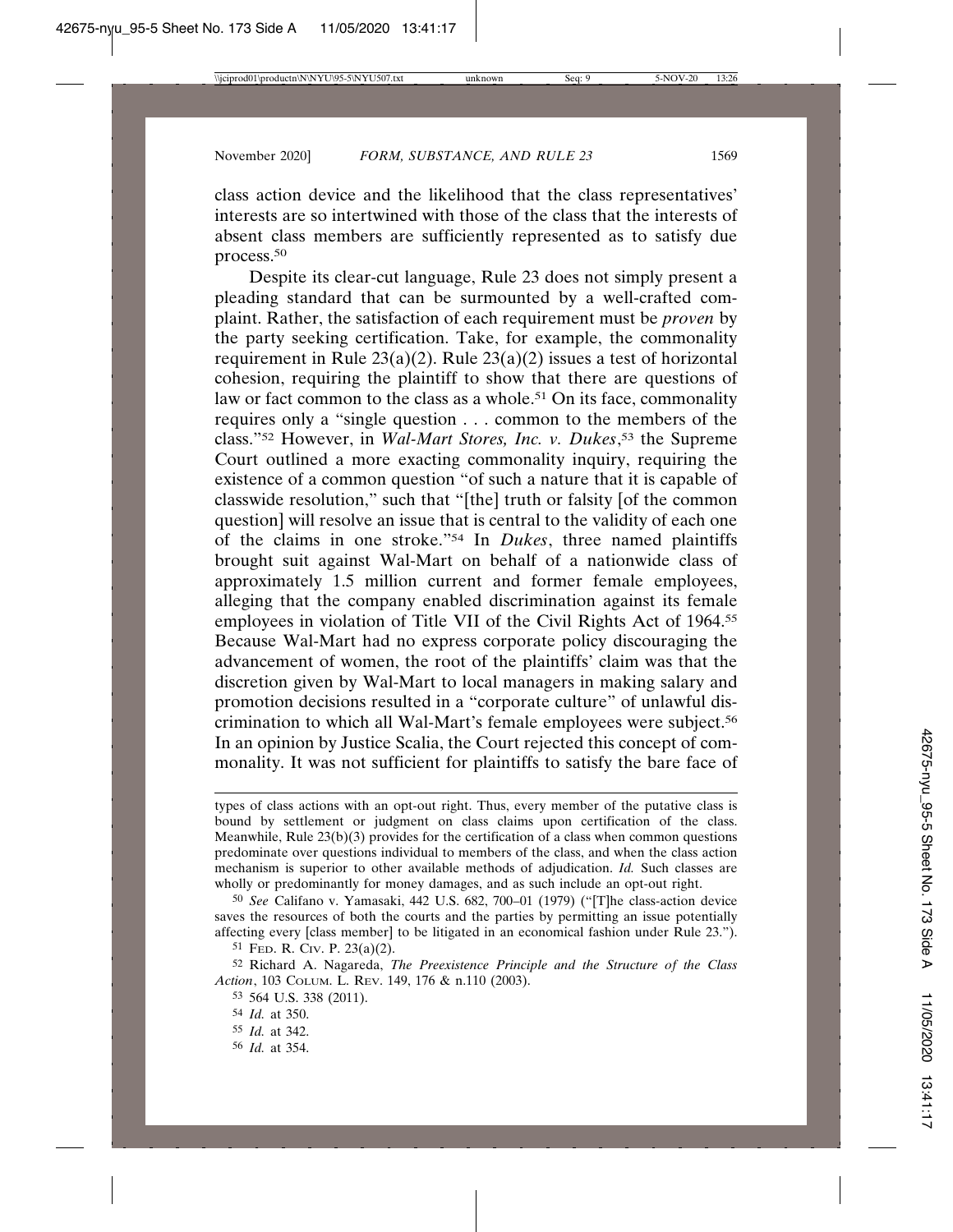class action device and the likelihood that the class representatives' interests are so intertwined with those of the class that the interests of absent class members are sufficiently represented as to satisfy due process.[50]

Despite its clear-cut language, Rule 23 does not simply present a pleading standard that can be surmounted by a well-crafted complaint. Rather, the satisfaction of each requirement must be *proven* by the party seeking certification. Take, for example, the commonality requirement in Rule 23(a)(2). Rule 23(a)(2) issues a test of horizontal cohesion, requiring the plaintiff to show that there are questions of law or fact common to the class as a whole.[51] On its face, commonality requires only a "single question . . . common to the members of the class."[52] However, in *Wal-Mart Stores, Inc. v. Dukes*,[53] the Supreme Court outlined a more exacting commonality inquiry, requiring the existence of a common question "of such a nature that it is capable of classwide resolution," such that "[the] truth or falsity [of the common question] will resolve an issue that is central to the validity of each one of the claims in one stroke."[54] In *Dukes*, three named plaintiffs brought suit against Wal-Mart on behalf of a nationwide class of approximately 1.5 million current and former female employees, alleging that the company enabled discrimination against its female employees in violation of Title VII of the Civil Rights Act of 1964.[55] Because Wal-Mart had no express corporate policy discouraging the advancement of women, the root of the plaintiffs' claim was that the discretion given by Wal-Mart to local managers in making salary and promotion decisions resulted in a "corporate culture" of unlawful discrimination to which all Wal-Mart's female employees were subject.[56] In an opinion by Justice Scalia, the Court rejected this concept of commonality. It was not sufficient for plaintiffs to satisfy the bare face of

---

types of class actions with an opt-out right. Thus, every member of the putative class is bound by settlement or judgment on class claims upon certification of the class. Meanwhile, Rule 23(b)(3) provides for the certification of a class when common questions predominate over questions individual to members of the class, and when the class action mechanism is superior to other available methods of adjudication. *Id.* Such classes are wholly or predominantly for money damages, and as such include an opt-out right.

[50] *See* Califano v. Yamasaki, 442 U.S. 682, 700–01 (1979) ("[T]he class-action device saves the resources of both the courts and the parties by permitting an issue potentially affecting every [class member] to be litigated in an economical fashion under Rule 23.").

[51] FED. R. CIV. P. 23(a)(2).

[52] Richard A. Nagareda, *The Preexistence Principle and the Structure of the Class Action*, 103 COLUM. L. REV. 149, 176 & n.110 (2003).

[53] 564 U.S. 338 (2011).

[54] *Id.* at 350.

[55] *Id.* at 342.

[56] *Id.* at 354.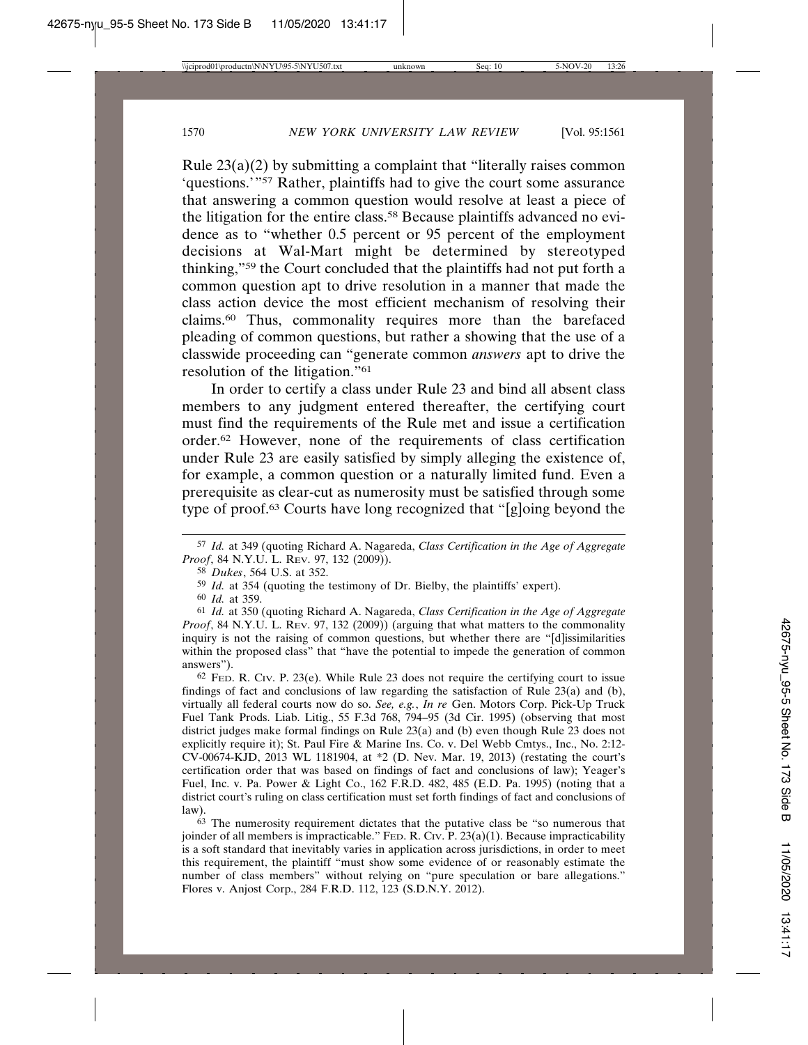Rule 23(a)(2) by submitting a complaint that "literally raises common 'questions.'"[57] Rather, plaintiffs had to give the court some assurance that answering a common question would resolve at least a piece of the litigation for the entire class.[58] Because plaintiffs advanced no evidence as to "whether 0.5 percent or 95 percent of the employment decisions at Wal-Mart might be determined by stereotyped thinking,"[59] the Court concluded that the plaintiffs had not put forth a common question apt to drive resolution in a manner that made the class action device the most efficient mechanism of resolving their claims.[60] Thus, commonality requires more than the barefaced pleading of common questions, but rather a showing that the use of a classwide proceeding can "generate common *answers* apt to drive the resolution of the litigation."[61]

In order to certify a class under Rule 23 and bind all absent class members to any judgment entered thereafter, the certifying court must find the requirements of the Rule met and issue a certification order.[62] However, none of the requirements of class certification under Rule 23 are easily satisfied by simply alleging the existence of, for example, a common question or a naturally limited fund. Even a prerequisite as clear-cut as numerosity must be satisfied through some type of proof.[63] Courts have long recognized that "[g]oing beyond the

---

[57] *Id.* at 349 (quoting Richard A. Nagareda, *Class Certification in the Age of Aggregate Proof*, 84 N.Y.U. L. REV. 97, 132 (2009)).

[58] *Dukes*, 564 U.S. at 352.

[59] *Id.* at 354 (quoting the testimony of Dr. Bielby, the plaintiffs' expert).

[60] *Id.* at 359.

[61] *Id.* at 350 (quoting Richard A. Nagareda, *Class Certification in the Age of Aggregate Proof*, 84 N.Y.U. L. REV. 97, 132 (2009)) (arguing that what matters to the commonality inquiry is not the raising of common questions, but whether there are "[d]issimilarities within the proposed class" that "have the potential to impede the generation of common answers").

[62] FED. R. CIV. P. 23(e). While Rule 23 does not require the certifying court to issue findings of fact and conclusions of law regarding the satisfaction of Rule 23(a) and (b), virtually all federal courts now do so. *See, e.g.*, *In re* Gen. Motors Corp. Pick-Up Truck Fuel Tank Prods. Liab. Litig., 55 F.3d 768, 794–95 (3d Cir. 1995) (observing that most district judges make formal findings on Rule 23(a) and (b) even though Rule 23 does not explicitly require it); St. Paul Fire & Marine Ins. Co. v. Del Webb Cmtys., Inc., No. 2:12-CV-00674-KJD, 2013 WL 1181904, at *2 (D. Nev. Mar. 19, 2013) (restating the court's certification order that was based on findings of fact and conclusions of law); Yeager's Fuel, Inc. v. Pa. Power & Light Co., 162 F.R.D. 482, 485 (E.D. Pa. 1995) (noting that a district court's ruling on class certification must set forth findings of fact and conclusions of law).

[63] The numerosity requirement dictates that the putative class be "so numerous that joinder of all members is impracticable." FED. R. CIV. P. 23(a)(1). Because impracticability is a soft standard that inevitably varies in application across jurisdictions, in order to meet this requirement, the plaintiff "must show some evidence of or reasonably estimate the number of class members" without relying on "pure speculation or bare allegations." Flores v. Anjost Corp., 284 F.R.D. 112, 123 (S.D.N.Y. 2012).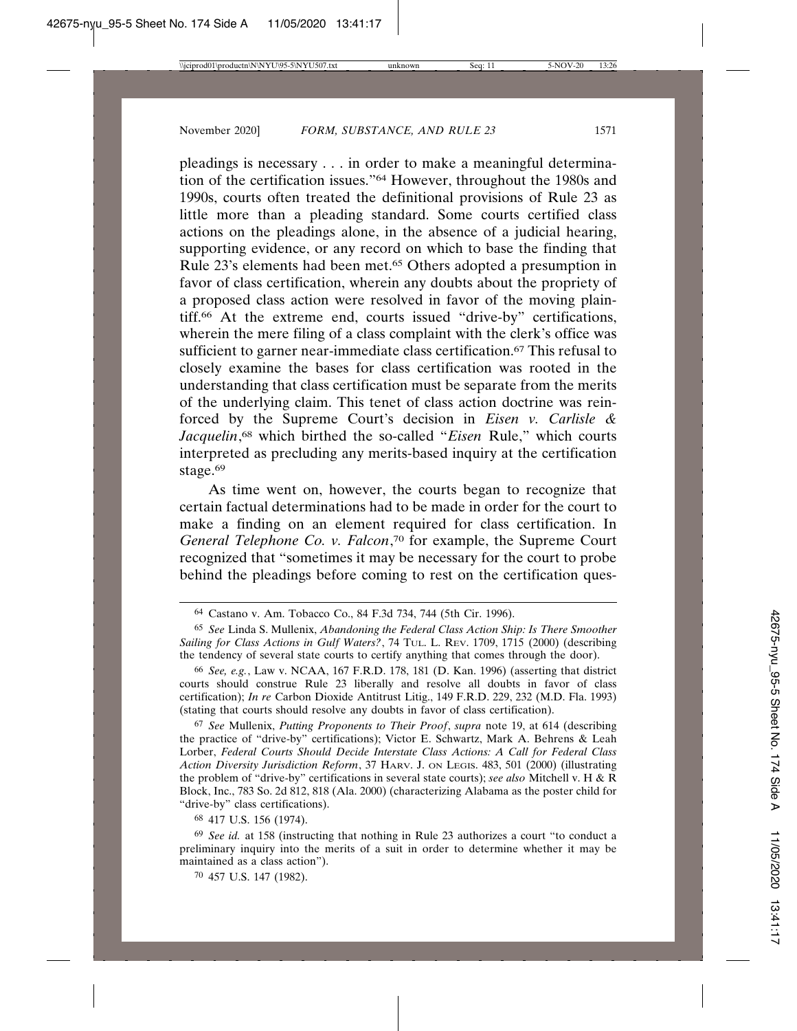pleadings is necessary . . . in order to make a meaningful determination of the certification issues."[64] However, throughout the 1980s and 1990s, courts often treated the definitional provisions of Rule 23 as little more than a pleading standard. Some courts certified class actions on the pleadings alone, in the absence of a judicial hearing, supporting evidence, or any record on which to base the finding that Rule 23's elements had been met.[65] Others adopted a presumption in favor of class certification, wherein any doubts about the propriety of a proposed class action were resolved in favor of the moving plaintiff.[66] At the extreme end, courts issued "drive-by" certifications, wherein the mere filing of a class complaint with the clerk's office was sufficient to garner near-immediate class certification.[67] This refusal to closely examine the bases for class certification was rooted in the understanding that class certification must be separate from the merits of the underlying claim. This tenet of class action doctrine was reinforced by the Supreme Court's decision in *Eisen v. Carlisle & Jacquelin*,[68] which birthed the so-called "*Eisen* Rule," which courts interpreted as precluding any merits-based inquiry at the certification stage.[69]

As time went on, however, the courts began to recognize that certain factual determinations had to be made in order for the court to make a finding on an element required for class certification. In *General Telephone Co. v. Falcon*,[70] for example, the Supreme Court recognized that "sometimes it may be necessary for the court to probe behind the pleadings before coming to rest on the certification ques-

---

[64] Castano v. Am. Tobacco Co., 84 F.3d 734, 744 (5th Cir. 1996).

[65] *See* Linda S. Mullenix, *Abandoning the Federal Class Action Ship: Is There Smoother Sailing for Class Actions in Gulf Waters?*, 74 TUL. L. REV. 1709, 1715 (2000) (describing the tendency of several state courts to certify anything that comes through the door).

[66] *See, e.g.*, Law v. NCAA, 167 F.R.D. 178, 181 (D. Kan. 1996) (asserting that district courts should construe Rule 23 liberally and resolve all doubts in favor of class certification); *In re* Carbon Dioxide Antitrust Litig., 149 F.R.D. 229, 232 (M.D. Fla. 1993) (stating that courts should resolve any doubts in favor of class certification).

[67] *See* Mullenix, *Putting Proponents to Their Proof*, *supra* note 19, at 614 (describing the practice of "drive-by" certifications); Victor E. Schwartz, Mark A. Behrens & Leah Lorber, *Federal Courts Should Decide Interstate Class Actions: A Call for Federal Class Action Diversity Jurisdiction Reform*, 37 HARV. J. ON LEGIS. 483, 501 (2000) (illustrating the problem of "drive-by" certifications in several state courts); *see also* Mitchell v. H & R Block, Inc., 783 So. 2d 812, 818 (Ala. 2000) (characterizing Alabama as the poster child for "drive-by" class certifications).

[68] 417 U.S. 156 (1974).

[69] *See id.* at 158 (instructing that nothing in Rule 23 authorizes a court "to conduct a preliminary inquiry into the merits of a suit in order to determine whether it may be maintained as a class action").

[70] 457 U.S. 147 (1982).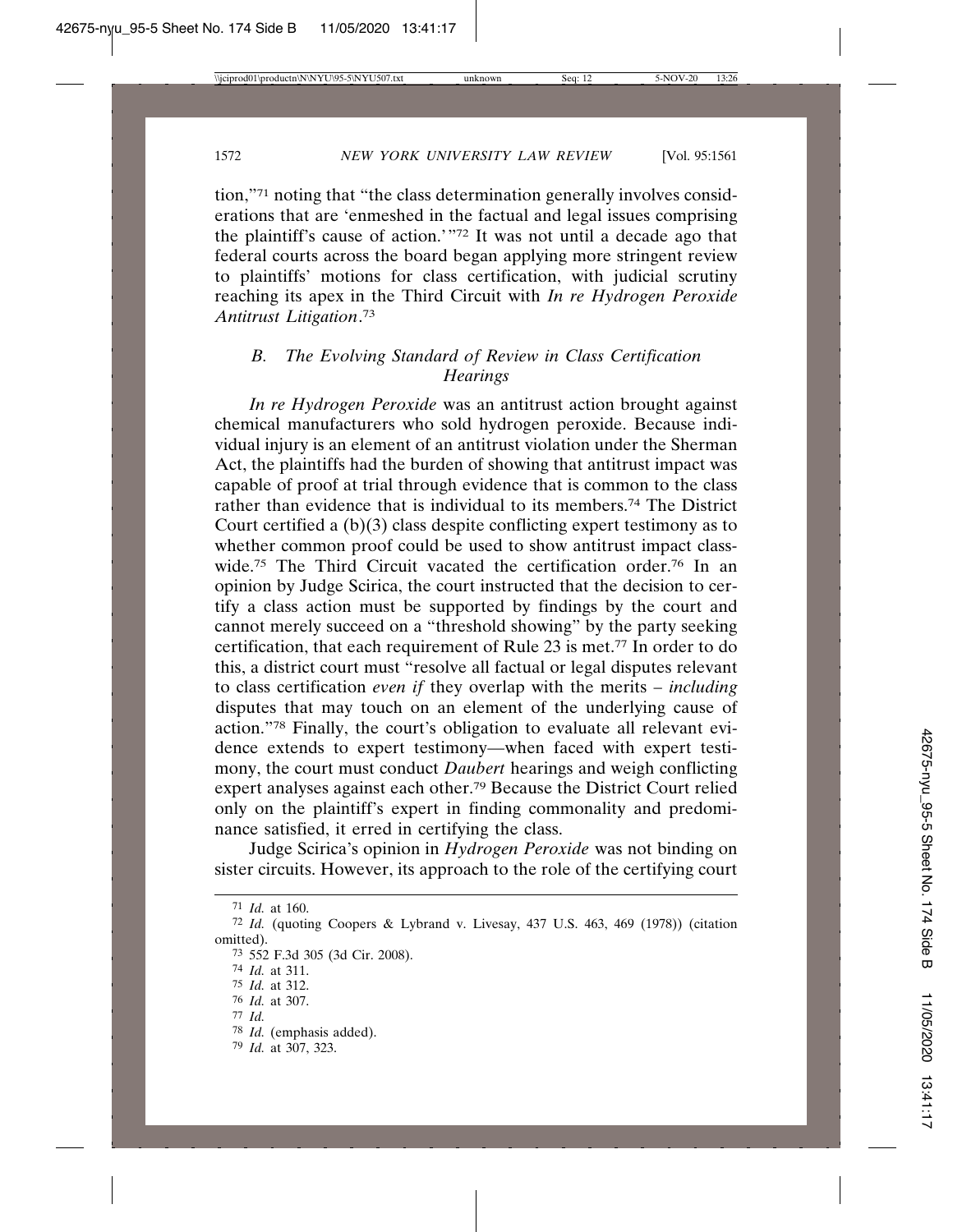tion,"[71] noting that "the class determination generally involves considerations that are 'enmeshed in the factual and legal issues comprising the plaintiff's cause of action.'"[72] It was not until a decade ago that federal courts across the board began applying more stringent review to plaintiffs' motions for class certification, with judicial scrutiny reaching its apex in the Third Circuit with *In re Hydrogen Peroxide Antitrust Litigation*.[73]

### B. The Evolving Standard of Review in Class Certification Hearings

*In re Hydrogen Peroxide* was an antitrust action brought against chemical manufacturers who sold hydrogen peroxide. Because individual injury is an element of an antitrust violation under the Sherman Act, the plaintiffs had the burden of showing that antitrust impact was capable of proof at trial through evidence that is common to the class rather than evidence that is individual to its members.[74] The District Court certified a (b)(3) class despite conflicting expert testimony as to whether common proof could be used to show antitrust impact class-wide.[75] The Third Circuit vacated the certification order.[76] In an opinion by Judge Scirica, the court instructed that the decision to certify a class action must be supported by findings by the court and cannot merely succeed on a "threshold showing" by the party seeking certification, that each requirement of Rule 23 is met.[77] In order to do this, a district court must "resolve all factual or legal disputes relevant to class certification *even if* they overlap with the merits – *including* disputes that may touch on an element of the underlying cause of action."[78] Finally, the court's obligation to evaluate all relevant evidence extends to expert testimony—when faced with expert testimony, the court must conduct *Daubert* hearings and weigh conflicting expert analyses against each other.[79] Because the District Court relied only on the plaintiff's expert in finding commonality and predominance satisfied, it erred in certifying the class.

Judge Scirica's opinion in *Hydrogen Peroxide* was not binding on sister circuits. However, its approach to the role of the certifying court

---

[71] *Id.* at 160.

[72] *Id.* (quoting Coopers & Lybrand v. Livesay, 437 U.S. 463, 469 (1978)) (citation omitted).

[73] 552 F.3d 305 (3d Cir. 2008).

[74] *Id.* at 311.

[75] *Id.* at 312.

[76] *Id.* at 307.

[77] *Id.*

[78] *Id.* (emphasis added).

[79] *Id.* at 307, 323.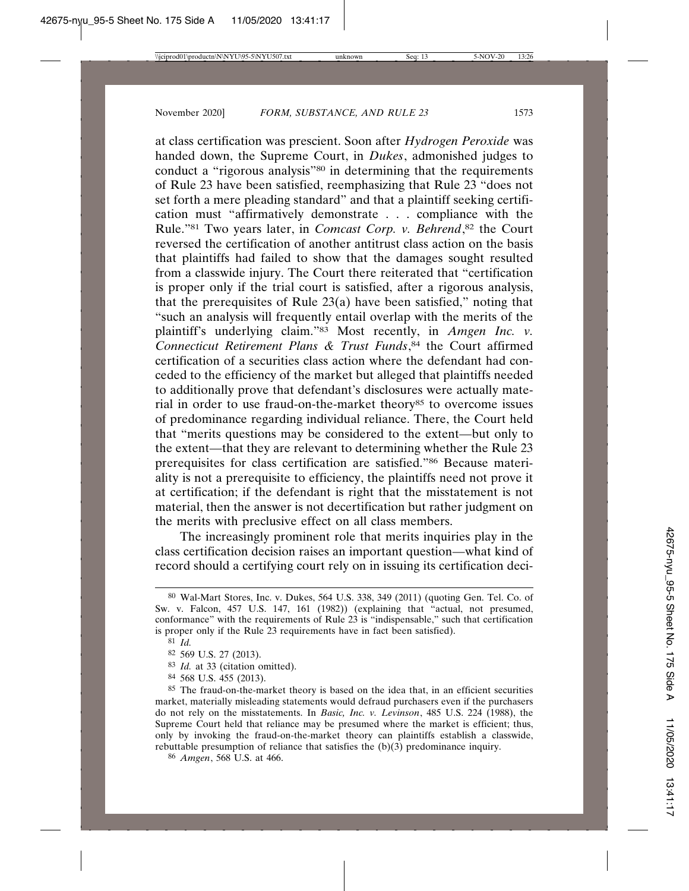at class certification was prescient. Soon after *Hydrogen Peroxide* was handed down, the Supreme Court, in *Dukes*, admonished judges to conduct a "rigorous analysis"[80] in determining that the requirements of Rule 23 have been satisfied, reemphasizing that Rule 23 "does not set forth a mere pleading standard" and that a plaintiff seeking certification must "affirmatively demonstrate . . . compliance with the Rule."[81] Two years later, in *Comcast Corp. v. Behrend*,[82] the Court reversed the certification of another antitrust class action on the basis that plaintiffs had failed to show that the damages sought resulted from a classwide injury. The Court there reiterated that "certification is proper only if the trial court is satisfied, after a rigorous analysis, that the prerequisites of Rule 23(a) have been satisfied," noting that "such an analysis will frequently entail overlap with the merits of the plaintiff's underlying claim."[83] Most recently, in *Amgen Inc. v. Connecticut Retirement Plans & Trust Funds*,[84] the Court affirmed certification of a securities class action where the defendant had conceded to the efficiency of the market but alleged that plaintiffs needed to additionally prove that defendant's disclosures were actually material in order to use fraud-on-the-market theory[85] to overcome issues of predominance regarding individual reliance. There, the Court held that "merits questions may be considered to the extent—but only to the extent—that they are relevant to determining whether the Rule 23 prerequisites for class certification are satisfied."[86] Because materiality is not a prerequisite to efficiency, the plaintiffs need not prove it at certification; if the defendant is right that the misstatement is not material, then the answer is not decertification but rather judgment on the merits with preclusive effect on all class members.

The increasingly prominent role that merits inquiries play in the class certification decision raises an important question—what kind of record should a certifying court rely on in issuing its certification deci-

---

[80] Wal-Mart Stores, Inc. v. Dukes, 564 U.S. 338, 349 (2011) (quoting Gen. Tel. Co. of Sw. v. Falcon, 457 U.S. 147, 161 (1982)) (explaining that "actual, not presumed, conformance" with the requirements of Rule 23 is "indispensable," such that certification is proper only if the Rule 23 requirements have in fact been satisfied).

[81] *Id.*

[82] 569 U.S. 27 (2013).

[83] *Id.* at 33 (citation omitted).

[84] 568 U.S. 455 (2013).

[85] The fraud-on-the-market theory is based on the idea that, in an efficient securities market, materially misleading statements would defraud purchasers even if the purchasers do not rely on the misstatements. In *Basic, Inc. v. Levinson*, 485 U.S. 224 (1988), the Supreme Court held that reliance may be presumed where the market is efficient; thus, only by invoking the fraud-on-the-market theory can plaintiffs establish a classwide, rebuttable presumption of reliance that satisfies the (b)(3) predominance inquiry.

[86] *Amgen*, 568 U.S. at 466.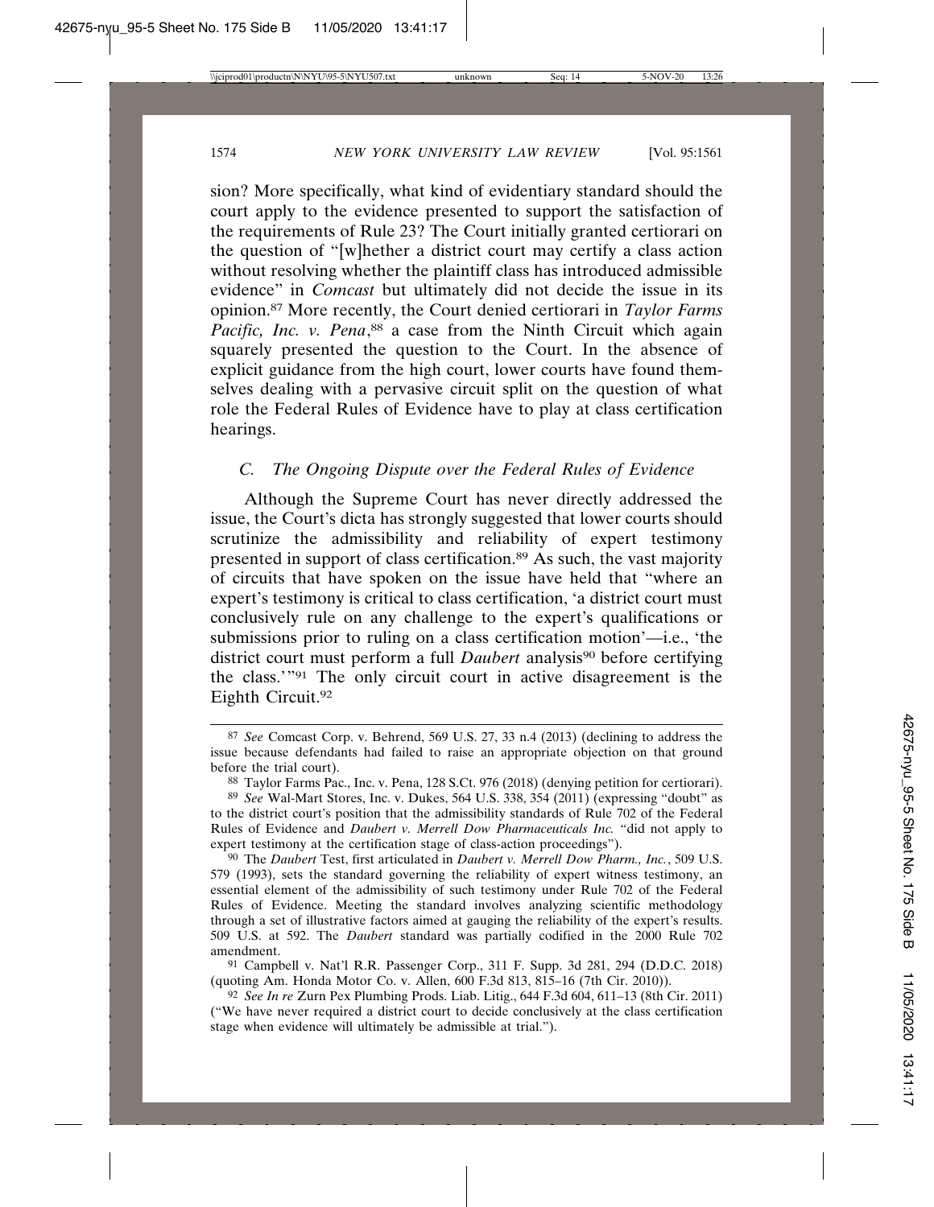sion? More specifically, what kind of evidentiary standard should the court apply to the evidence presented to support the satisfaction of the requirements of Rule 23? The Court initially granted certiorari on the question of "[w]hether a district court may certify a class action without resolving whether the plaintiff class has introduced admissible evidence" in *Comcast* but ultimately did not decide the issue in its opinion.[87] More recently, the Court denied certiorari in *Taylor Farms Pacific, Inc. v. Pena*,[88] a case from the Ninth Circuit which again squarely presented the question to the Court. In the absence of explicit guidance from the high court, lower courts have found themselves dealing with a pervasive circuit split on the question of what role the Federal Rules of Evidence have to play at class certification hearings.

### *C. The Ongoing Dispute over the Federal Rules of Evidence*

Although the Supreme Court has never directly addressed the issue, the Court's dicta has strongly suggested that lower courts should scrutinize the admissibility and reliability of expert testimony presented in support of class certification.[89] As such, the vast majority of circuits that have spoken on the issue have held that "where an expert's testimony is critical to class certification, 'a district court must conclusively rule on any challenge to the expert's qualifications or submissions prior to ruling on a class certification motion'—i.e., 'the district court must perform a full *Daubert* analysis[90] before certifying the class.'"[91] The only circuit court in active disagreement is the Eighth Circuit.[92]

---

[87] *See* Comcast Corp. v. Behrend, 569 U.S. 27, 33 n.4 (2013) (declining to address the issue because defendants had failed to raise an appropriate objection on that ground before the trial court).

[88] Taylor Farms Pac., Inc. v. Pena, 128 S.Ct. 976 (2018) (denying petition for certiorari).

[89] *See* Wal-Mart Stores, Inc. v. Dukes, 564 U.S. 338, 354 (2011) (expressing "doubt" as to the district court's position that the admissibility standards of Rule 702 of the Federal Rules of Evidence and *Daubert v. Merrell Dow Pharmaceuticals Inc.* "did not apply to expert testimony at the certification stage of class-action proceedings").

[90] The *Daubert* Test, first articulated in *Daubert v. Merrell Dow Pharm., Inc.*, 509 U.S. 579 (1993), sets the standard governing the reliability of expert witness testimony, an essential element of the admissibility of such testimony under Rule 702 of the Federal Rules of Evidence. Meeting the standard involves analyzing scientific methodology through a set of illustrative factors aimed at gauging the reliability of the expert's results. 509 U.S. at 592. The *Daubert* standard was partially codified in the 2000 Rule 702 amendment.

[91] Campbell v. Nat'l R.R. Passenger Corp., 311 F. Supp. 3d 281, 294 (D.D.C. 2018) (quoting Am. Honda Motor Co. v. Allen, 600 F.3d 813, 815–16 (7th Cir. 2010)).

[92] *See In re* Zurn Pex Plumbing Prods. Liab. Litig., 644 F.3d 604, 611–13 (8th Cir. 2011) ("We have never required a district court to decide conclusively at the class certification stage when evidence will ultimately be admissible at trial.").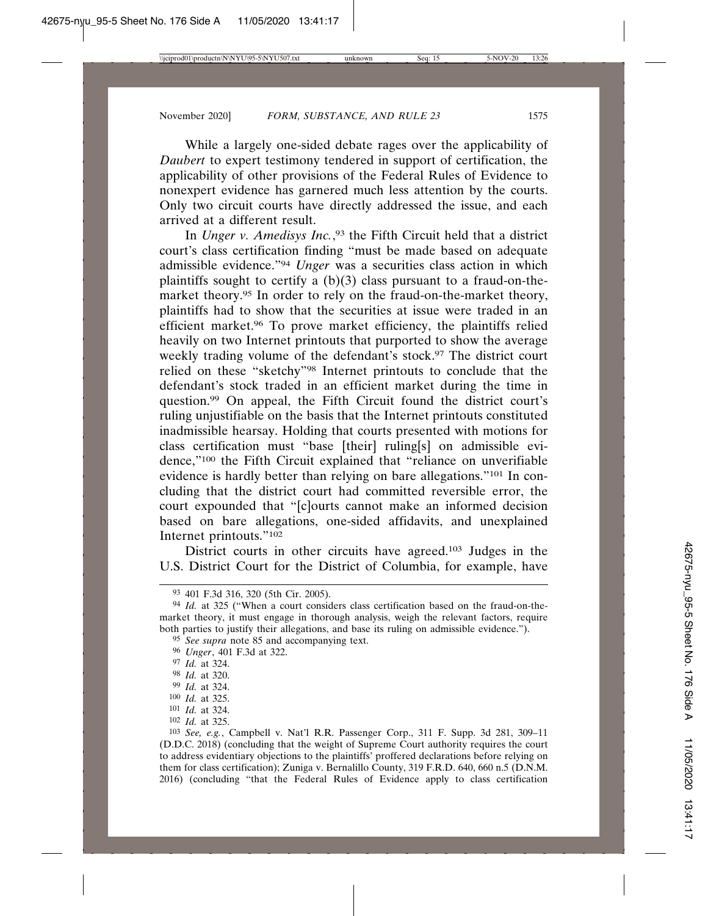While a largely one-sided debate rages over the applicability of *Daubert* to expert testimony tendered in support of certification, the applicability of other provisions of the Federal Rules of Evidence to nonexpert evidence has garnered much less attention by the courts. Only two circuit courts have directly addressed the issue, and each arrived at a different result.

In *Unger v. Amedisys Inc.*,[93] the Fifth Circuit held that a district court's class certification finding "must be made based on adequate admissible evidence."[94] *Unger* was a securities class action in which plaintiffs sought to certify a (b)(3) class pursuant to a fraud-on-the-market theory.[95] In order to rely on the fraud-on-the-market theory, plaintiffs had to show that the securities at issue were traded in an efficient market.[96] To prove market efficiency, the plaintiffs relied heavily on two Internet printouts that purported to show the average weekly trading volume of the defendant's stock.[97] The district court relied on these "sketchy"[98] Internet printouts to conclude that the defendant's stock traded in an efficient market during the time in question.[99] On appeal, the Fifth Circuit found the district court's ruling unjustifiable on the basis that the Internet printouts constituted inadmissible hearsay. Holding that courts presented with motions for class certification must "base [their] ruling[s] on admissible evidence,"[100] the Fifth Circuit explained that "reliance on unverifiable evidence is hardly better than relying on bare allegations."[101] In concluding that the district court had committed reversible error, the court expounded that "[c]ourts cannot make an informed decision based on bare allegations, one-sided affidavits, and unexplained Internet printouts."[102]

District courts in other circuits have agreed.[103] Judges in the U.S. District Court for the District of Columbia, for example, have

---

[93] 401 F.3d 316, 320 (5th Cir. 2005).

[94] *Id.* at 325 ("When a court considers class certification based on the fraud-on-the-market theory, it must engage in thorough analysis, weigh the relevant factors, require both parties to justify their allegations, and base its ruling on admissible evidence.").

[95] *See supra* note 85 and accompanying text.

[96] *Unger*, 401 F.3d at 322.

[97] *Id.* at 324.

[98] *Id.* at 320.

[99] *Id.* at 324.

[100] *Id.* at 325.

[101] *Id.* at 324.

[102] *Id.* at 325.

[103] *See, e.g.*, Campbell v. Nat'l R.R. Passenger Corp., 311 F. Supp. 3d 281, 309–11 (D.D.C. 2018) (concluding that the weight of Supreme Court authority requires the court to address evidentiary objections to the plaintiffs' proffered declarations before relying on them for class certification); Zuniga v. Bernalillo County, 319 F.R.D. 640, 660 n.5 (D.N.M. 2016) (concluding "that the Federal Rules of Evidence apply to class certification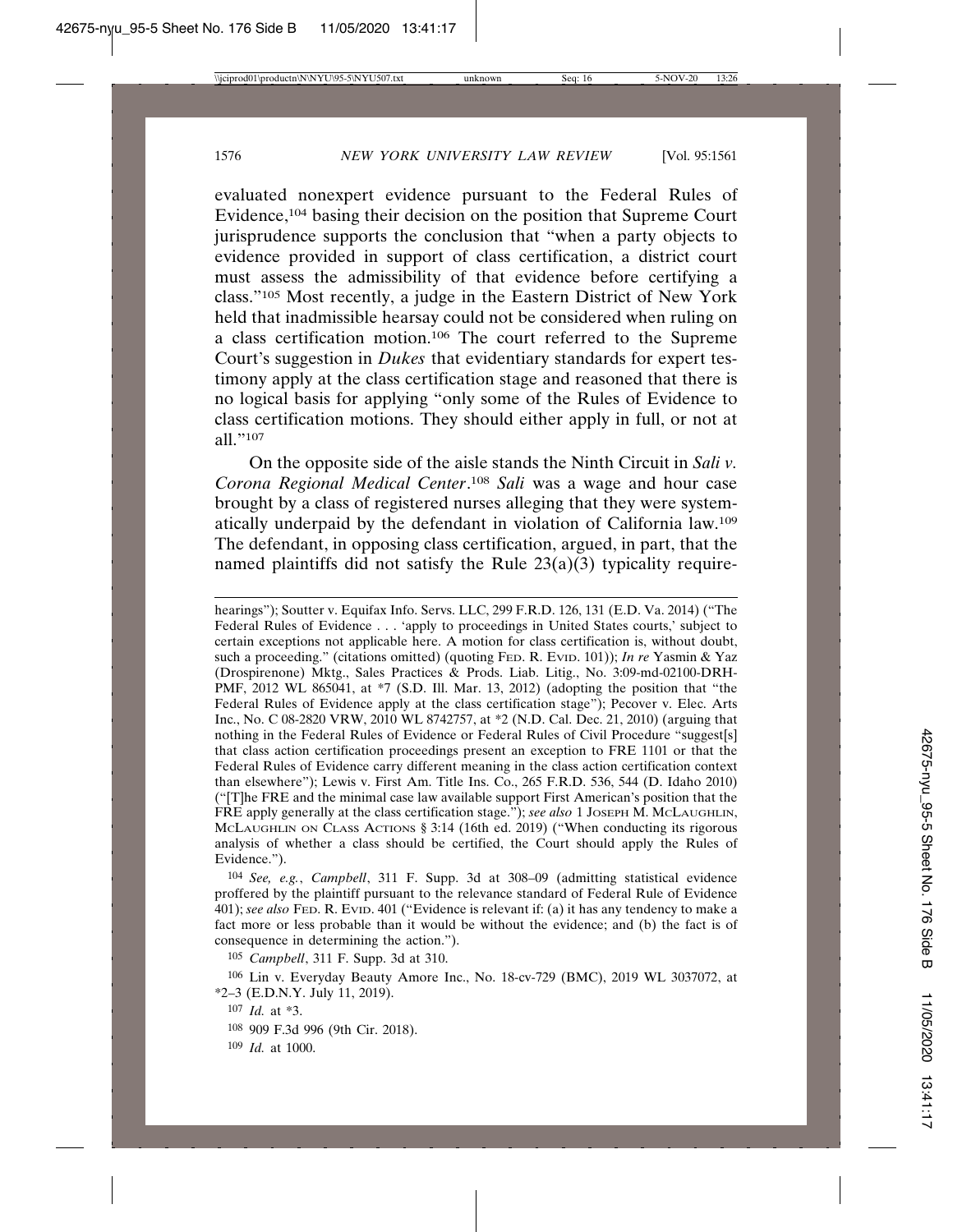evaluated nonexpert evidence pursuant to the Federal Rules of Evidence,[104] basing their decision on the position that Supreme Court jurisprudence supports the conclusion that "when a party objects to evidence provided in support of class certification, a district court must assess the admissibility of that evidence before certifying a class."[105] Most recently, a judge in the Eastern District of New York held that inadmissible hearsay could not be considered when ruling on a class certification motion.[106] The court referred to the Supreme Court's suggestion in *Dukes* that evidentiary standards for expert testimony apply at the class certification stage and reasoned that there is no logical basis for applying "only some of the Rules of Evidence to class certification motions. They should either apply in full, or not at all."[107]

On the opposite side of the aisle stands the Ninth Circuit in *Sali v. Corona Regional Medical Center*.[108] *Sali* was a wage and hour case brought by a class of registered nurses alleging that they were systematically underpaid by the defendant in violation of California law.[109] The defendant, in opposing class certification, argued, in part, that the named plaintiffs did not satisfy the Rule 23(a)(3) typicality require-

---

hearings"); Soutter v. Equifax Info. Servs. LLC, 299 F.R.D. 126, 131 (E.D. Va. 2014) ("The Federal Rules of Evidence . . . 'apply to proceedings in United States courts,' subject to certain exceptions not applicable here. A motion for class certification is, without doubt, such a proceeding." (citations omitted) (quoting FED. R. EVID. 101)); *In re* Yasmin & Yaz (Drospirenone) Mktg., Sales Practices & Prods. Liab. Litig., No. 3:09-md-02100-DRH-PMF, 2012 WL 865041, at *7 (S.D. Ill. Mar. 13, 2012) (adopting the position that "the Federal Rules of Evidence apply at the class certification stage"); Pecover v. Elec. Arts Inc., No. C 08-2820 VRW, 2010 WL 8742757, at *2 (N.D. Cal. Dec. 21, 2010) (arguing that nothing in the Federal Rules of Evidence or Federal Rules of Civil Procedure "suggest[s] that class action certification proceedings present an exception to FRE 1101 or that the Federal Rules of Evidence carry different meaning in the class action certification context than elsewhere"); Lewis v. First Am. Title Ins. Co., 265 F.R.D. 536, 544 (D. Idaho 2010) ("[T]he FRE and the minimal case law available support First American's position that the FRE apply generally at the class certification stage."); *see also* 1 JOSEPH M. MCLAUGHLIN, MCLAUGHLIN ON CLASS ACTIONS § 3:14 (16th ed. 2019) ("When conducting its rigorous analysis of whether a class should be certified, the Court should apply the Rules of Evidence.").

[104] *See, e.g.*, *Campbell*, 311 F. Supp. 3d at 308–09 (admitting statistical evidence proffered by the plaintiff pursuant to the relevance standard of Federal Rule of Evidence 401); *see also* FED. R. EVID. 401 ("Evidence is relevant if: (a) it has any tendency to make a fact more or less probable than it would be without the evidence; and (b) the fact is of consequence in determining the action.").

[105] *Campbell*, 311 F. Supp. 3d at 310.

[106] Lin v. Everyday Beauty Amore Inc., No. 18-cv-729 (BMC), 2019 WL 3037072, at *2–3 (E.D.N.Y. July 11, 2019).

[107] *Id.* at *3.

[108] 909 F.3d 996 (9th Cir. 2018).

[109] *Id.* at 1000.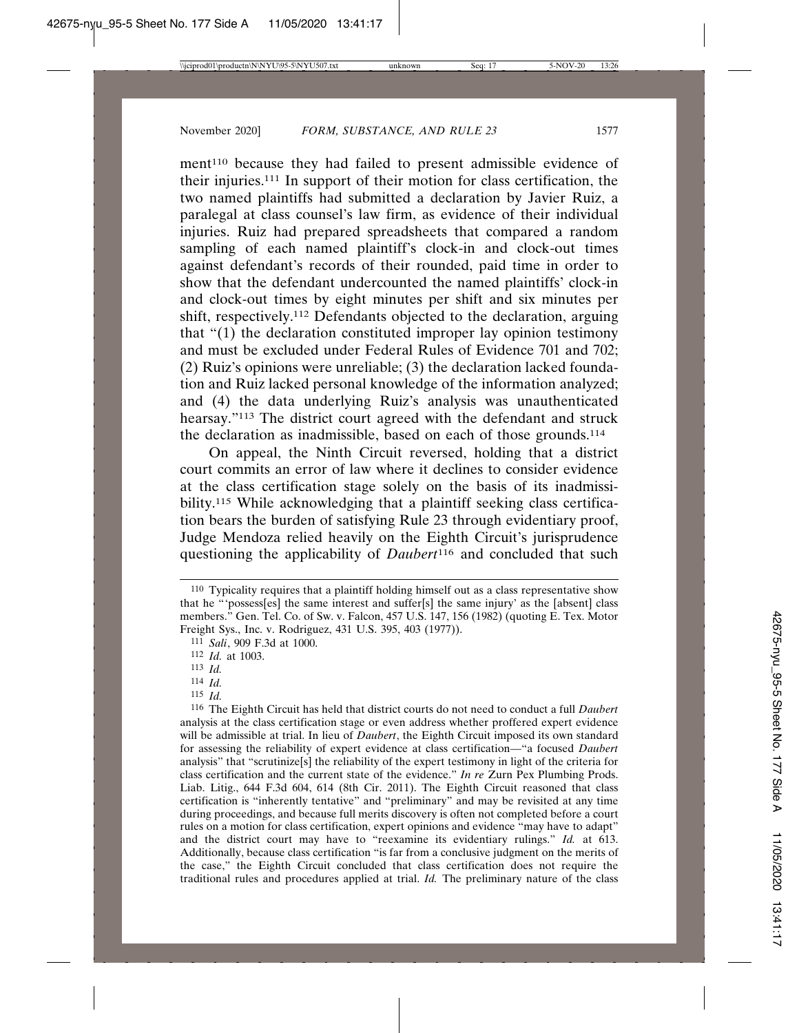ment[110] because they had failed to present admissible evidence of their injuries.[111] In support of their motion for class certification, the two named plaintiffs had submitted a declaration by Javier Ruiz, a paralegal at class counsel's law firm, as evidence of their individual injuries. Ruiz had prepared spreadsheets that compared a random sampling of each named plaintiff's clock-in and clock-out times against defendant's records of their rounded, paid time in order to show that the defendant undercounted the named plaintiffs' clock-in and clock-out times by eight minutes per shift and six minutes per shift, respectively.[112] Defendants objected to the declaration, arguing that "(1) the declaration constituted improper lay opinion testimony and must be excluded under Federal Rules of Evidence 701 and 702; (2) Ruiz's opinions were unreliable; (3) the declaration lacked foundation and Ruiz lacked personal knowledge of the information analyzed; and (4) the data underlying Ruiz's analysis was unauthenticated hearsay."[113] The district court agreed with the defendant and struck the declaration as inadmissible, based on each of those grounds.[114]

On appeal, the Ninth Circuit reversed, holding that a district court commits an error of law where it declines to consider evidence at the class certification stage solely on the basis of its inadmissibility.[115] While acknowledging that a plaintiff seeking class certification bears the burden of satisfying Rule 23 through evidentiary proof, Judge Mendoza relied heavily on the Eighth Circuit's jurisprudence questioning the applicability of *Daubert*[116] and concluded that such

---

[110] Typicality requires that a plaintiff holding himself out as a class representative show that he "'possess[es] the same interest and suffer[s] the same injury' as the [absent] class members." Gen. Tel. Co. of Sw. v. Falcon, 457 U.S. 147, 156 (1982) (quoting E. Tex. Motor Freight Sys., Inc. v. Rodriguez, 431 U.S. 395, 403 (1977)).

[111] *Sali*, 909 F.3d at 1000.

[112] *Id.* at 1003.

[113] *Id.*

[114] *Id.*

[115] *Id.*

[116] The Eighth Circuit has held that district courts do not need to conduct a full *Daubert* analysis at the class certification stage or even address whether proffered expert evidence will be admissible at trial. In lieu of *Daubert*, the Eighth Circuit imposed its own standard for assessing the reliability of expert evidence at class certification—"a focused *Daubert* analysis" that "scrutinize[s] the reliability of the expert testimony in light of the criteria for class certification and the current state of the evidence." *In re* Zurn Pex Plumbing Prods. Liab. Litig., 644 F.3d 604, 614 (8th Cir. 2011). The Eighth Circuit reasoned that class certification is "inherently tentative" and "preliminary" and may be revisited at any time during proceedings, and because full merits discovery is often not completed before a court rules on a motion for class certification, expert opinions and evidence "may have to adapt" and the district court may have to "reexamine its evidentiary rulings." *Id.* at 613. Additionally, because class certification "is far from a conclusive judgment on the merits of the case," the Eighth Circuit concluded that class certification does not require the traditional rules and procedures applied at trial. *Id.* The preliminary nature of the class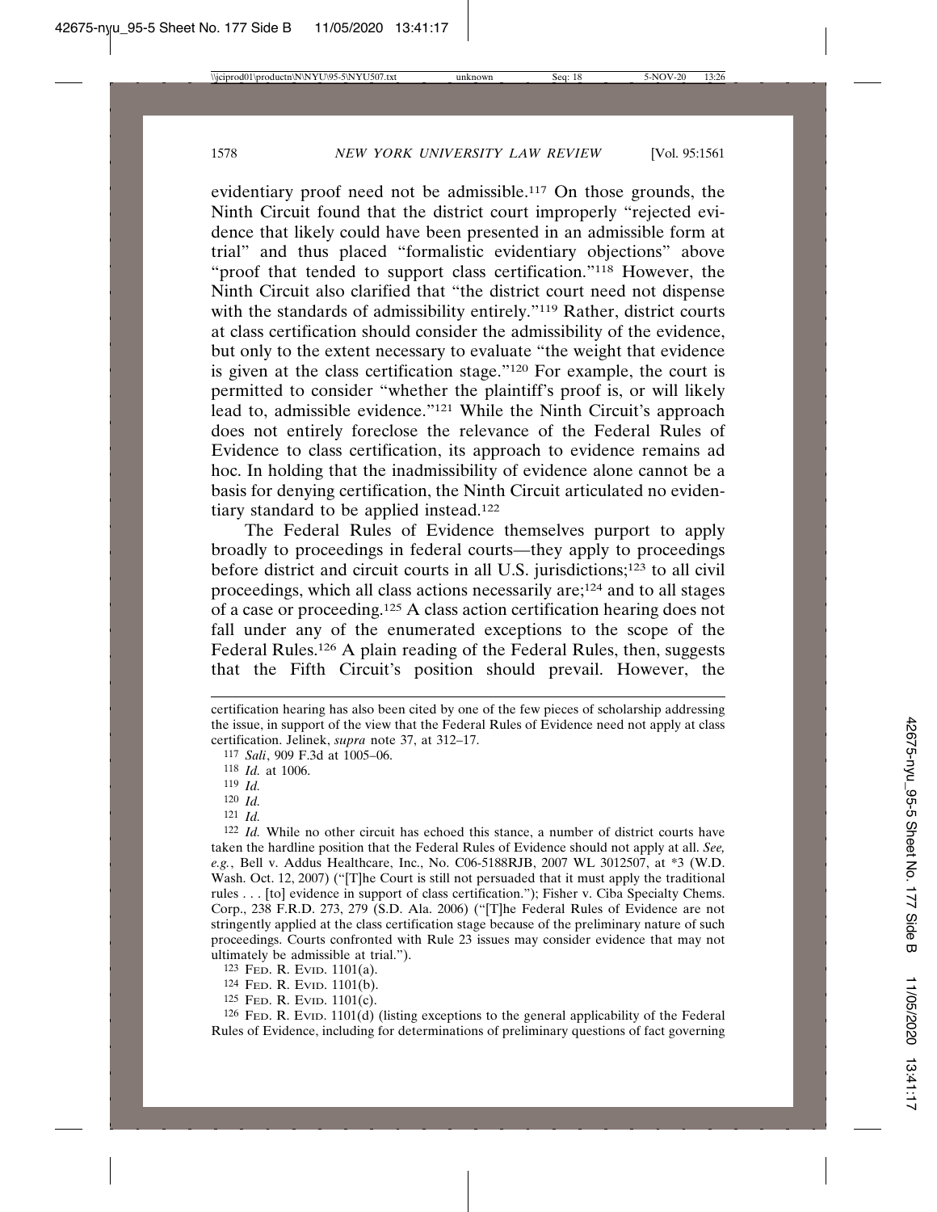evidentiary proof need not be admissible.[117] On those grounds, the Ninth Circuit found that the district court improperly "rejected evidence that likely could have been presented in an admissible form at trial" and thus placed "formalistic evidentiary objections" above "proof that tended to support class certification."[118] However, the Ninth Circuit also clarified that "the district court need not dispense with the standards of admissibility entirely."[119] Rather, district courts at class certification should consider the admissibility of the evidence, but only to the extent necessary to evaluate "the weight that evidence is given at the class certification stage."[120] For example, the court is permitted to consider "whether the plaintiff's proof is, or will likely lead to, admissible evidence."[121] While the Ninth Circuit's approach does not entirely foreclose the relevance of the Federal Rules of Evidence to class certification, its approach to evidence remains ad hoc. In holding that the inadmissibility of evidence alone cannot be a basis for denying certification, the Ninth Circuit articulated no evidentiary standard to be applied instead.[122]

The Federal Rules of Evidence themselves purport to apply broadly to proceedings in federal courts—they apply to proceedings before district and circuit courts in all U.S. jurisdictions;[123] to all civil proceedings, which all class actions necessarily are;[124] and to all stages of a case or proceeding.[125] A class action certification hearing does not fall under any of the enumerated exceptions to the scope of the Federal Rules.[126] A plain reading of the Federal Rules, then, suggests that the Fifth Circuit's position should prevail. However, the

---

certification hearing has also been cited by one of the few pieces of scholarship addressing the issue, in support of the view that the Federal Rules of Evidence need not apply at class certification. Jelinek, *supra* note 37, at 312–17.

[117] *Sali*, 909 F.3d at 1005–06.

[118] *Id.* at 1006.

[119] *Id.*

[120] *Id.*

[121] *Id.*

[122] *Id.* While no other circuit has echoed this stance, a number of district courts have taken the hardline position that the Federal Rules of Evidence should not apply at all. *See, e.g.*, Bell v. Addus Healthcare, Inc., No. C06-5188RJB, 2007 WL 3012507, at *3 (W.D. Wash. Oct. 12, 2007) ("[T]he Court is still not persuaded that it must apply the traditional rules . . . [to] evidence in support of class certification."); Fisher v. Ciba Specialty Chems. Corp., 238 F.R.D. 273, 279 (S.D. Ala. 2006) ("[T]he Federal Rules of Evidence are not stringently applied at the class certification stage because of the preliminary nature of such proceedings. Courts confronted with Rule 23 issues may consider evidence that may not ultimately be admissible at trial.").

[123] FED. R. EVID. 1101(a).

[124] FED. R. EVID. 1101(b).

[125] FED. R. EVID. 1101(c).

[126] FED. R. EVID. 1101(d) (listing exceptions to the general applicability of the Federal Rules of Evidence, including for determinations of preliminary questions of fact governing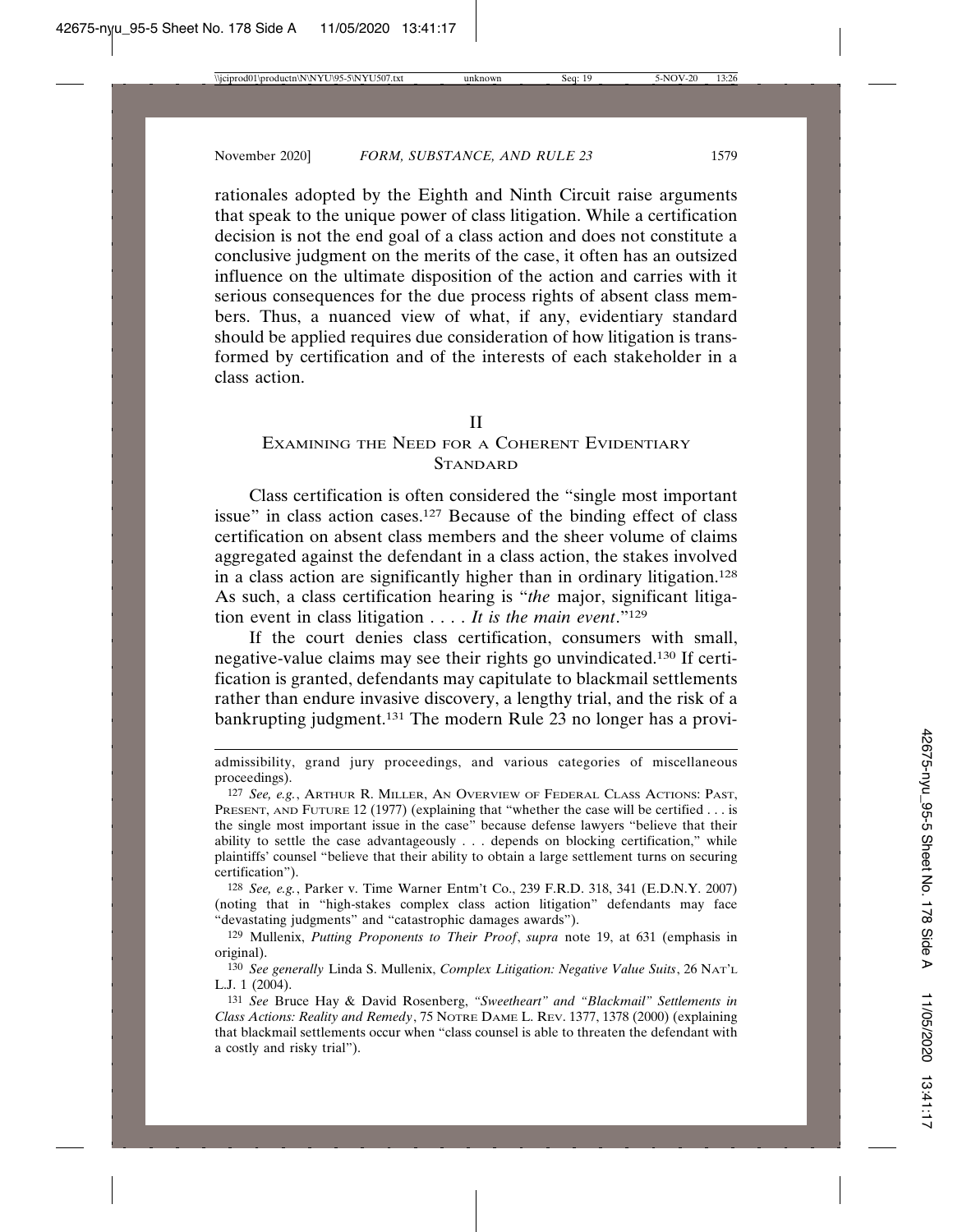rationales adopted by the Eighth and Ninth Circuit raise arguments that speak to the unique power of class litigation. While a certification decision is not the end goal of a class action and does not constitute a conclusive judgment on the merits of the case, it often has an outsized influence on the ultimate disposition of the action and carries with it serious consequences for the due process rights of absent class members. Thus, a nuanced view of what, if any, evidentiary standard should be applied requires due consideration of how litigation is transformed by certification and of the interests of each stakeholder in a class action.

## II
## Examining the Need for a Coherent Evidentiary Standard

Class certification is often considered the "single most important issue" in class action cases.[127] Because of the binding effect of class certification on absent class members and the sheer volume of claims aggregated against the defendant in a class action, the stakes involved in a class action are significantly higher than in ordinary litigation.[128] As such, a class certification hearing is "*the* major, significant litigation event in class litigation . . . . *It is the main event*."[129]

If the court denies class certification, consumers with small, negative-value claims may see their rights go unvindicated.[130] If certification is granted, defendants may capitulate to blackmail settlements rather than endure invasive discovery, a lengthy trial, and the risk of a bankrupting judgment.[131] The modern Rule 23 no longer has a provi-

admissibility, grand jury proceedings, and various categories of miscellaneous proceedings).

127 *See, e.g.*, Arthur R. Miller, An Overview of Federal Class Actions: Past, Present, and Future 12 (1977) (explaining that "whether the case will be certified . . . is the single most important issue in the case" because defense lawyers "believe that their ability to settle the case advantageously . . . depends on blocking certification," while plaintiffs' counsel "believe that their ability to obtain a large settlement turns on securing certification").

128 *See, e.g.*, Parker v. Time Warner Entm't Co., 239 F.R.D. 318, 341 (E.D.N.Y. 2007) (noting that in "high-stakes complex class action litigation" defendants may face "devastating judgments" and "catastrophic damages awards").

129 Mullenix, *Putting Proponents to Their Proof*, *supra* note 19, at 631 (emphasis in original).

130 *See generally* Linda S. Mullenix, *Complex Litigation: Negative Value Suits*, 26 Nat'l L.J. 1 (2004).

131 *See* Bruce Hay & David Rosenberg, *"Sweetheart" and "Blackmail" Settlements in Class Actions: Reality and Remedy*, 75 Notre Dame L. Rev. 1377, 1378 (2000) (explaining that blackmail settlements occur when "class counsel is able to threaten the defendant with a costly and risky trial").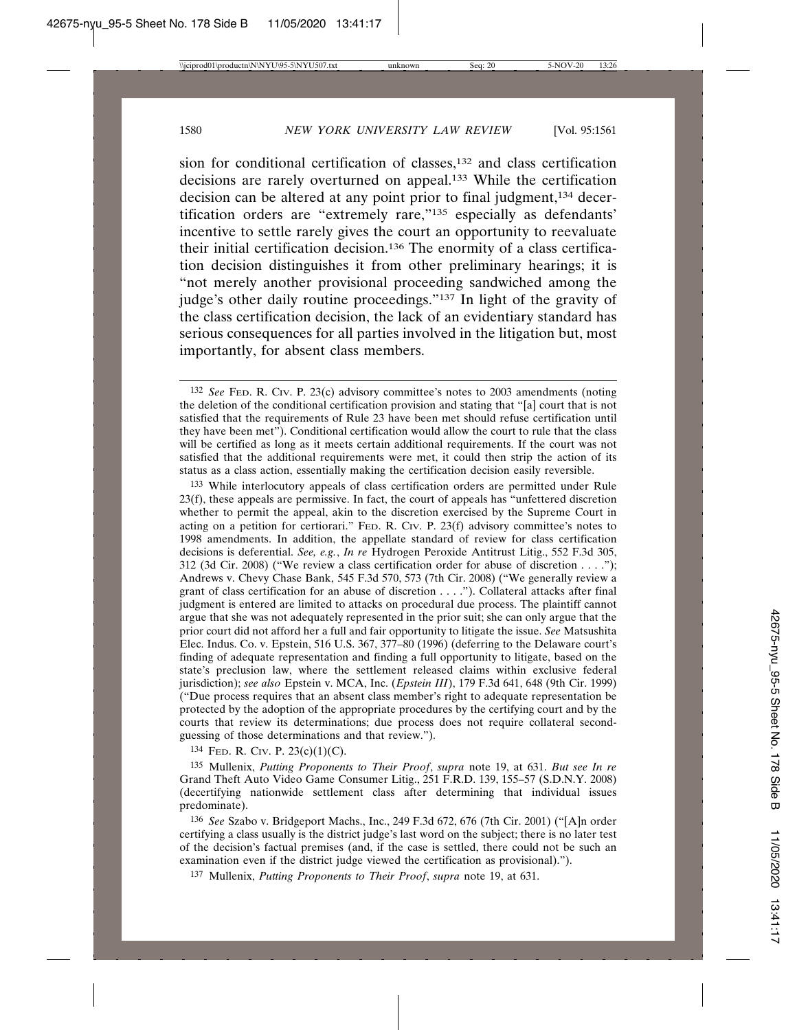sion for conditional certification of classes,[132] and class certification decisions are rarely overturned on appeal.[133] While the certification decision can be altered at any point prior to final judgment,[134] decertification orders are "extremely rare,"[135] especially as defendants' incentive to settle rarely gives the court an opportunity to reevaluate their initial certification decision.[136] The enormity of a class certification decision distinguishes it from other preliminary hearings; it is "not merely another provisional proceeding sandwiched among the judge's other daily routine proceedings."[137] In light of the gravity of the class certification decision, the lack of an evidentiary standard has serious consequences for all parties involved in the litigation but, most importantly, for absent class members.

---

[132] *See* Fed. R. Civ. P. 23(c) advisory committee's notes to 2003 amendments (noting the deletion of the conditional certification provision and stating that "[a] court that is not satisfied that the requirements of Rule 23 have been met should refuse certification until they have been met"). Conditional certification would allow the court to rule that the class will be certified as long as it meets certain additional requirements. If the court was not satisfied that the additional requirements were met, it could then strip the action of its status as a class action, essentially making the certification decision easily reversible.

[133] While interlocutory appeals of class certification orders are permitted under Rule 23(f), these appeals are permissive. In fact, the court of appeals has "unfettered discretion whether to permit the appeal, akin to the discretion exercised by the Supreme Court in acting on a petition for certiorari." Fed. R. Civ. P. 23(f) advisory committee's notes to 1998 amendments. In addition, the appellate standard of review for class certification decisions is deferential. *See, e.g.*, *In re* Hydrogen Peroxide Antitrust Litig., 552 F.3d 305, 312 (3d Cir. 2008) ("We review a class certification order for abuse of discretion . . . ."); Andrews v. Chevy Chase Bank, 545 F.3d 570, 573 (7th Cir. 2008) ("We generally review a grant of class certification for an abuse of discretion . . . ."). Collateral attacks after final judgment is entered are limited to attacks on procedural due process. The plaintiff cannot argue that she was not adequately represented in the prior suit; she can only argue that the prior court did not afford her a full and fair opportunity to litigate the issue. *See* Matsushita Elec. Indus. Co. v. Epstein, 516 U.S. 367, 377–80 (1996) (deferring to the Delaware court's finding of adequate representation and finding a full opportunity to litigate, based on the state's preclusion law, where the settlement released claims within exclusive federal jurisdiction); *see also* Epstein v. MCA, Inc. (*Epstein III*), 179 F.3d 641, 648 (9th Cir. 1999) ("Due process requires that an absent class member's right to adequate representation be protected by the adoption of the appropriate procedures by the certifying court and by the courts that review its determinations; due process does not require collateral second-guessing of those determinations and that review.").

[134] Fed. R. Civ. P. 23(c)(1)(C).

[135] Mullenix, *Putting Proponents to Their Proof*, *supra* note 19, at 631. *But see In re* Grand Theft Auto Video Game Consumer Litig., 251 F.R.D. 139, 155–57 (S.D.N.Y. 2008) (decertifying nationwide settlement class after determining that individual issues predominate).

[136] *See* Szabo v. Bridgeport Machs., Inc., 249 F.3d 672, 676 (7th Cir. 2001) ("[A]n order certifying a class usually is the district judge's last word on the subject; there is no later test of the decision's factual premises (and, if the case is settled, there could not be such an examination even if the district judge viewed the certification as provisional).").

[137] Mullenix, *Putting Proponents to Their Proof*, *supra* note 19, at 631.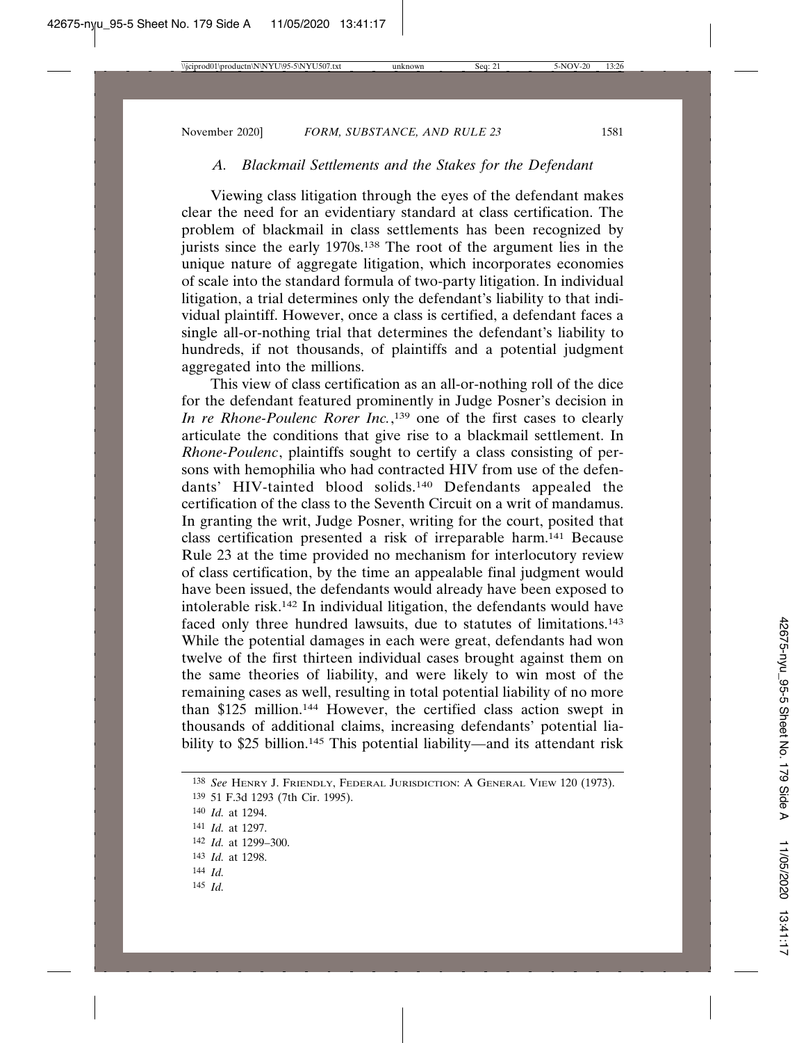### *A. Blackmail Settlements and the Stakes for the Defendant*

Viewing class litigation through the eyes of the defendant makes clear the need for an evidentiary standard at class certification. The problem of blackmail in class settlements has been recognized by jurists since the early 1970s.[138] The root of the argument lies in the unique nature of aggregate litigation, which incorporates economies of scale into the standard formula of two-party litigation. In individual litigation, a trial determines only the defendant's liability to that individual plaintiff. However, once a class is certified, a defendant faces a single all-or-nothing trial that determines the defendant's liability to hundreds, if not thousands, of plaintiffs and a potential judgment aggregated into the millions.

This view of class certification as an all-or-nothing roll of the dice for the defendant featured prominently in Judge Posner's decision in *In re Rhone-Poulenc Rorer Inc.*,[139] one of the first cases to clearly articulate the conditions that give rise to a blackmail settlement. In *Rhone-Poulenc*, plaintiffs sought to certify a class consisting of persons with hemophilia who had contracted HIV from use of the defendants' HIV-tainted blood solids.[140] Defendants appealed the certification of the class to the Seventh Circuit on a writ of mandamus. In granting the writ, Judge Posner, writing for the court, posited that class certification presented a risk of irreparable harm.[141] Because Rule 23 at the time provided no mechanism for interlocutory review of class certification, by the time an appealable final judgment would have been issued, the defendants would already have been exposed to intolerable risk.[142] In individual litigation, the defendants would have faced only three hundred lawsuits, due to statutes of limitations.[143] While the potential damages in each were great, defendants had won twelve of the first thirteen individual cases brought against them on the same theories of liability, and were likely to win most of the remaining cases as well, resulting in total potential liability of no more than \$125 million.[144] However, the certified class action swept in thousands of additional claims, increasing defendants' potential liability to \$25 billion.[145] This potential liability—and its attendant risk

---

[138] *See* HENRY J. FRIENDLY, FEDERAL JURISDICTION: A GENERAL VIEW 120 (1973).

[139] 51 F.3d 1293 (7th Cir. 1995).

[140] *Id.* at 1294.

[141] *Id.* at 1297.

[142] *Id.* at 1299–300.

[143] *Id.* at 1298.

[144] *Id.*

[145] *Id.*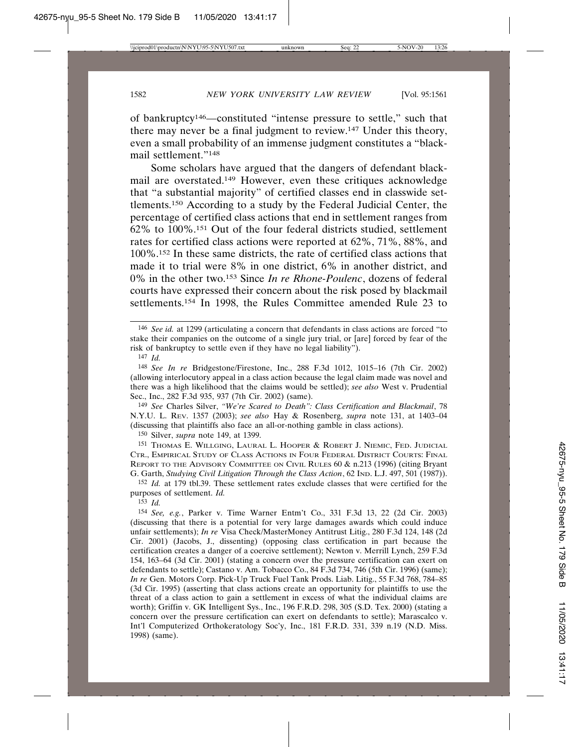of bankruptcy[146]—constituted "intense pressure to settle," such that there may never be a final judgment to review.[147] Under this theory, even a small probability of an immense judgment constitutes a "blackmail settlement."[148]

Some scholars have argued that the dangers of defendant blackmail are overstated.[149] However, even these critiques acknowledge that "a substantial majority" of certified classes end in classwide settlements.[150] According to a study by the Federal Judicial Center, the percentage of certified class actions that end in settlement ranges from 62% to 100%.[151] Out of the four federal districts studied, settlement rates for certified class actions were reported at 62%, 71%, 88%, and 100%.[152] In these same districts, the rate of certified class actions that made it to trial were 8% in one district, 6% in another district, and 0% in the other two.[153] Since *In re Rhone-Poulenc*, dozens of federal courts have expressed their concern about the risk posed by blackmail settlements.[154] In 1998, the Rules Committee amended Rule 23 to

---

[146] *See id.* at 1299 (articulating a concern that defendants in class actions are forced "to stake their companies on the outcome of a single jury trial, or [are] forced by fear of the risk of bankruptcy to settle even if they have no legal liability").

[147] *Id.*

[148] *See In re* Bridgestone/Firestone, Inc., 288 F.3d 1012, 1015–16 (7th Cir. 2002) (allowing interlocutory appeal in a class action because the legal claim made was novel and there was a high likelihood that the claims would be settled); *see also* West v. Prudential Sec., Inc., 282 F.3d 935, 937 (7th Cir. 2002) (same).

[149] *See* Charles Silver, *"We're Scared to Death": Class Certification and Blackmail*, 78 N.Y.U. L. Rev. 1357 (2003); *see also* Hay & Rosenberg, *supra* note 131, at 1403–04 (discussing that plaintiffs also face an all-or-nothing gamble in class actions).

[150] Silver, *supra* note 149, at 1399.

[151] Thomas E. Willging, Laural L. Hooper & Robert J. Niemic, Fed. Judicial Ctr., Empirical Study of Class Actions in Four Federal District Courts: Final Report to the Advisory Committee on Civil Rules 60 & n.213 (1996) (citing Bryant G. Garth, *Studying Civil Litigation Through the Class Action*, 62 Ind. L.J. 497, 501 (1987)).

[152] *Id.* at 179 tbl.39. These settlement rates exclude classes that were certified for the purposes of settlement. *Id.*

[153] *Id.*

[154] *See, e.g.*, Parker v. Time Warner Entm't Co., 331 F.3d 13, 22 (2d Cir. 2003) (discussing that there is a potential for very large damages awards which could induce unfair settlements); *In re* Visa Check/MasterMoney Antitrust Litig., 280 F.3d 124, 148 (2d Cir. 2001) (Jacobs, J., dissenting) (opposing class certification in part because the certification creates a danger of a coercive settlement); Newton v. Merrill Lynch, 259 F.3d 154, 163–64 (3d Cir. 2001) (stating a concern over the pressure certification can exert on defendants to settle); Castano v. Am. Tobacco Co., 84 F.3d 734, 746 (5th Cir. 1996) (same); *In re* Gen. Motors Corp. Pick-Up Truck Fuel Tank Prods. Liab. Litig., 55 F.3d 768, 784–85 (3d Cir. 1995) (asserting that class actions create an opportunity for plaintiffs to use the threat of a class action to gain a settlement in excess of what the individual claims are worth); Griffin v. GK Intelligent Sys., Inc., 196 F.R.D. 298, 305 (S.D. Tex. 2000) (stating a concern over the pressure certification can exert on defendants to settle); Marascalco v. Int'l Computerized Orthokeratology Soc'y, Inc., 181 F.R.D. 331, 339 n.19 (N.D. Miss. 1998) (same).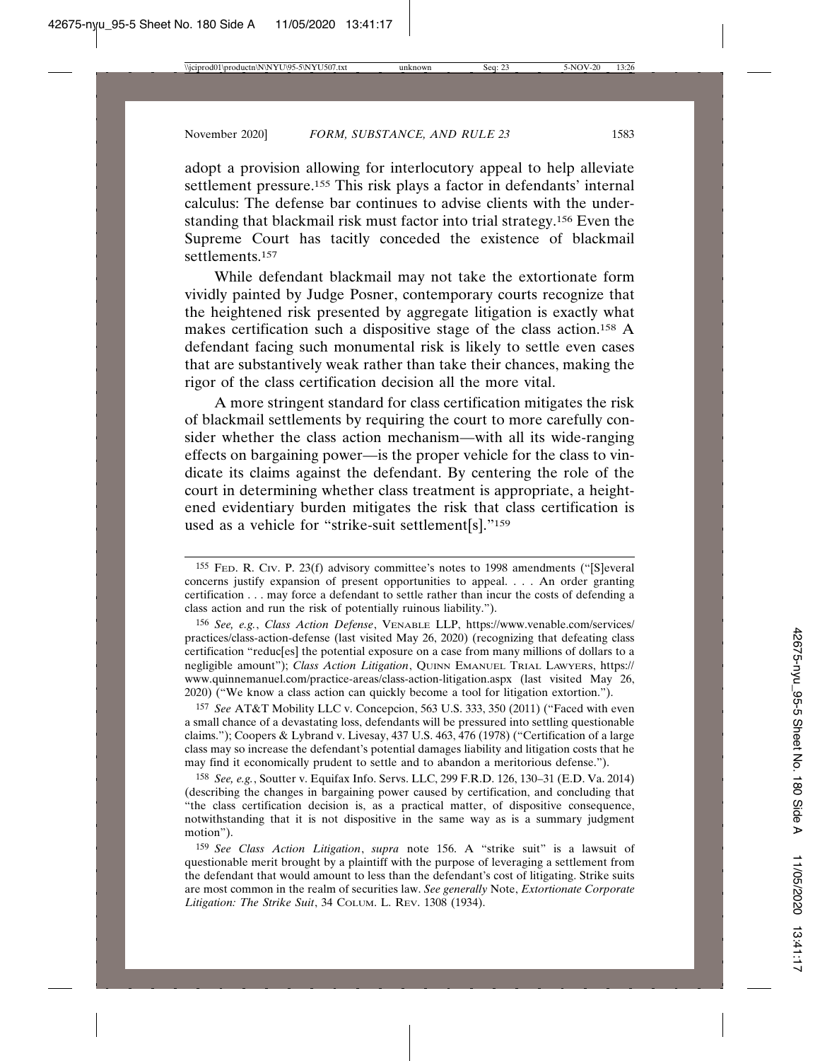adopt a provision allowing for interlocutory appeal to help alleviate settlement pressure.[155] This risk plays a factor in defendants' internal calculus: The defense bar continues to advise clients with the understanding that blackmail risk must factor into trial strategy.[156] Even the Supreme Court has tacitly conceded the existence of blackmail settlements.[157]

While defendant blackmail may not take the extortionate form vividly painted by Judge Posner, contemporary courts recognize that the heightened risk presented by aggregate litigation is exactly what makes certification such a dispositive stage of the class action.[158] A defendant facing such monumental risk is likely to settle even cases that are substantively weak rather than take their chances, making the rigor of the class certification decision all the more vital.

A more stringent standard for class certification mitigates the risk of blackmail settlements by requiring the court to more carefully consider whether the class action mechanism—with all its wide-ranging effects on bargaining power—is the proper vehicle for the class to vindicate its claims against the defendant. By centering the role of the court in determining whether class treatment is appropriate, a heightened evidentiary burden mitigates the risk that class certification is used as a vehicle for "strike-suit settlement[s]."[159]

---

[155] Fed. R. Civ. P. 23(f) advisory committee's notes to 1998 amendments ("[S]everal concerns justify expansion of present opportunities to appeal. . . . An order granting certification . . . may force a defendant to settle rather than incur the costs of defending a class action and run the risk of potentially ruinous liability.").

[156] *See, e.g.*, *Class Action Defense*, Venable LLP, https://www.venable.com/services/practices/class-action-defense (last visited May 26, 2020) (recognizing that defeating class certification "reduc[es] the potential exposure on a case from many millions of dollars to a negligible amount"); *Class Action Litigation*, Quinn Emanuel Trial Lawyers, https://www.quinnemanuel.com/practice-areas/class-action-litigation.aspx (last visited May 26, 2020) ("We know a class action can quickly become a tool for litigation extortion.").

[157] *See* AT&T Mobility LLC v. Concepcion, 563 U.S. 333, 350 (2011) ("Faced with even a small chance of a devastating loss, defendants will be pressured into settling questionable claims."); Coopers & Lybrand v. Livesay, 437 U.S. 463, 476 (1978) ("Certification of a large class may so increase the defendant's potential damages liability and litigation costs that he may find it economically prudent to settle and to abandon a meritorious defense.").

[158] *See, e.g.*, Soutter v. Equifax Info. Servs. LLC, 299 F.R.D. 126, 130–31 (E.D. Va. 2014) (describing the changes in bargaining power caused by certification, and concluding that "the class certification decision is, as a practical matter, of dispositive consequence, notwithstanding that it is not dispositive in the same way as is a summary judgment motion").

[159] *See Class Action Litigation*, *supra* note 156. A "strike suit" is a lawsuit of questionable merit brought by a plaintiff with the purpose of leveraging a settlement from the defendant that would amount to less than the defendant's cost of litigating. Strike suits are most common in the realm of securities law. *See generally* Note, *Extortionate Corporate Litigation: The Strike Suit*, 34 Colum. L. Rev. 1308 (1934).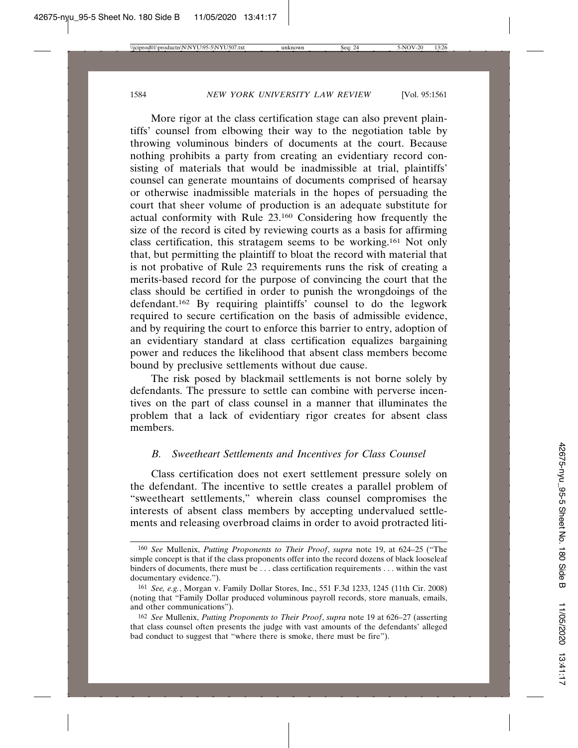More rigor at the class certification stage can also prevent plaintiffs' counsel from elbowing their way to the negotiation table by throwing voluminous binders of documents at the court. Because nothing prohibits a party from creating an evidentiary record consisting of materials that would be inadmissible at trial, plaintiffs' counsel can generate mountains of documents comprised of hearsay or otherwise inadmissible materials in the hopes of persuading the court that sheer volume of production is an adequate substitute for actual conformity with Rule 23.[160] Considering how frequently the size of the record is cited by reviewing courts as a basis for affirming class certification, this stratagem seems to be working.[161] Not only that, but permitting the plaintiff to bloat the record with material that is not probative of Rule 23 requirements runs the risk of creating a merits-based record for the purpose of convincing the court that the class should be certified in order to punish the wrongdoings of the defendant.[162] By requiring plaintiffs' counsel to do the legwork required to secure certification on the basis of admissible evidence, and by requiring the court to enforce this barrier to entry, adoption of an evidentiary standard at class certification equalizes bargaining power and reduces the likelihood that absent class members become bound by preclusive settlements without due cause.

The risk posed by blackmail settlements is not borne solely by defendants. The pressure to settle can combine with perverse incentives on the part of class counsel in a manner that illuminates the problem that a lack of evidentiary rigor creates for absent class members.

### *B. Sweetheart Settlements and Incentives for Class Counsel*

Class certification does not exert settlement pressure solely on the defendant. The incentive to settle creates a parallel problem of "sweetheart settlements," wherein class counsel compromises the interests of absent class members by accepting undervalued settlements and releasing overbroad claims in order to avoid protracted liti-

---

[160] *See* Mullenix, *Putting Proponents to Their Proof*, *supra* note 19, at 624–25 ("The simple concept is that if the class proponents offer into the record dozens of black looseleaf binders of documents, there must be . . . class certification requirements . . . within the vast documentary evidence.").

[161] *See, e.g.*, Morgan v. Family Dollar Stores, Inc., 551 F.3d 1233, 1245 (11th Cir. 2008) (noting that "Family Dollar produced voluminous payroll records, store manuals, emails, and other communications").

[162] *See* Mullenix, *Putting Proponents to Their Proof*, *supra* note 19 at 626–27 (asserting that class counsel often presents the judge with vast amounts of the defendants' alleged bad conduct to suggest that "where there is smoke, there must be fire").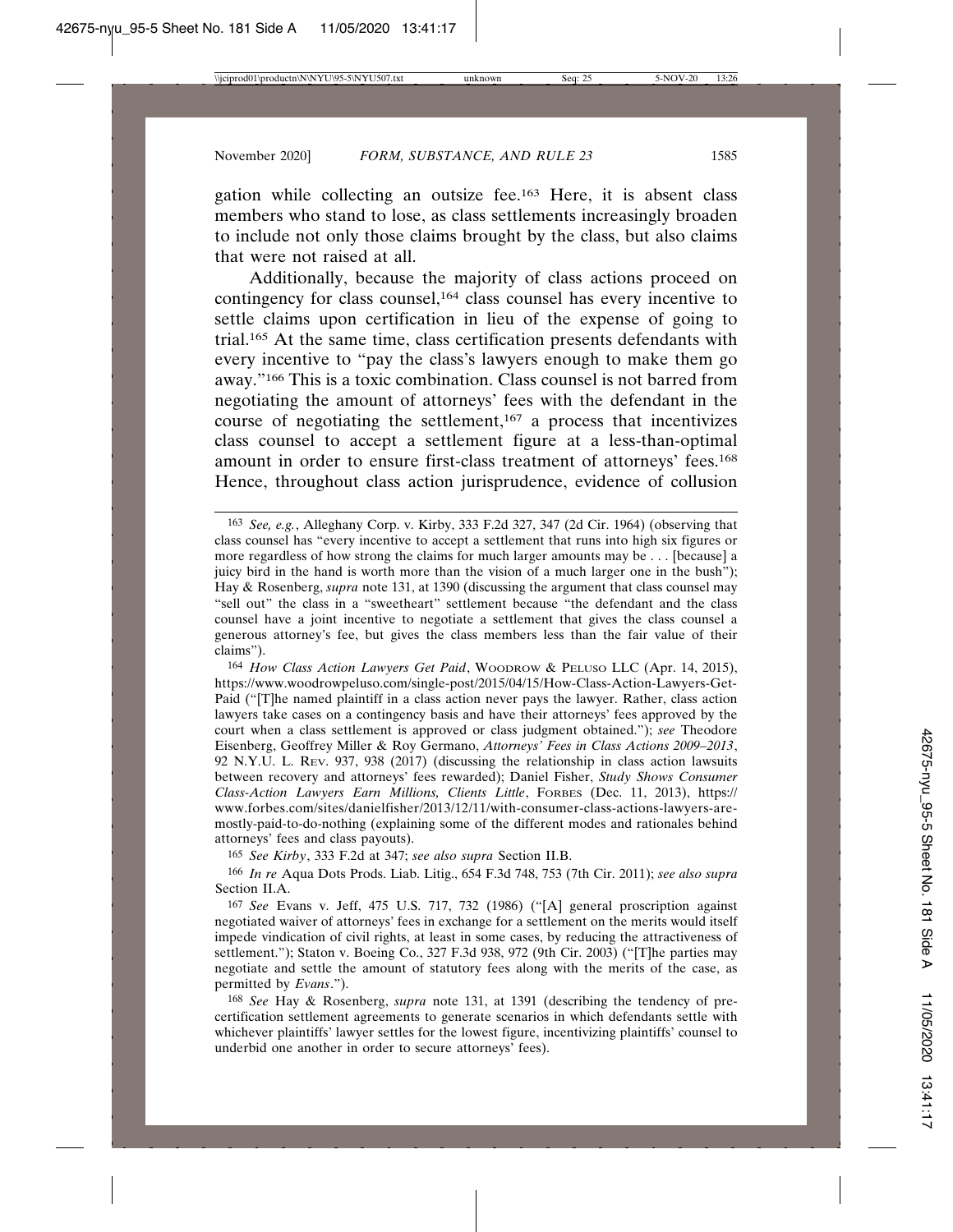gation while collecting an outsize fee.[163] Here, it is absent class members who stand to lose, as class settlements increasingly broaden to include not only those claims brought by the class, but also claims that were not raised at all.

Additionally, because the majority of class actions proceed on contingency for class counsel,[164] class counsel has every incentive to settle claims upon certification in lieu of the expense of going to trial.[165] At the same time, class certification presents defendants with every incentive to "pay the class's lawyers enough to make them go away."[166] This is a toxic combination. Class counsel is not barred from negotiating the amount of attorneys' fees with the defendant in the course of negotiating the settlement,[167] a process that incentivizes class counsel to accept a settlement figure at a less-than-optimal amount in order to ensure first-class treatment of attorneys' fees.[168] Hence, throughout class action jurisprudence, evidence of collusion

---

[163] *See, e.g.*, Alleghany Corp. v. Kirby, 333 F.2d 327, 347 (2d Cir. 1964) (observing that class counsel has "every incentive to accept a settlement that runs into high six figures or more regardless of how strong the claims for much larger amounts may be . . . [because] a juicy bird in the hand is worth more than the vision of a much larger one in the bush"); Hay & Rosenberg, *supra* note 131, at 1390 (discussing the argument that class counsel may "sell out" the class in a "sweetheart" settlement because "the defendant and the class counsel have a joint incentive to negotiate a settlement that gives the class counsel a generous attorney's fee, but gives the class members less than the fair value of their claims").

[164] *How Class Action Lawyers Get Paid*, Woodrow & Peluso LLC (Apr. 14, 2015), https://www.woodrowpeluso.com/single-post/2015/04/15/How-Class-Action-Lawyers-Get-Paid ("[T]he named plaintiff in a class action never pays the lawyer. Rather, class action lawyers take cases on a contingency basis and have their attorneys' fees approved by the court when a class settlement is approved or class judgment obtained."); *see* Theodore Eisenberg, Geoffrey Miller & Roy Germano, *Attorneys' Fees in Class Actions 2009–2013*, 92 N.Y.U. L. Rev. 937, 938 (2017) (discussing the relationship in class action lawsuits between recovery and attorneys' fees rewarded); Daniel Fisher, *Study Shows Consumer Class-Action Lawyers Earn Millions, Clients Little*, Forbes (Dec. 11, 2013), https://www.forbes.com/sites/danielfisher/2013/12/11/with-consumer-class-actions-lawyers-are-mostly-paid-to-do-nothing (explaining some of the different modes and rationales behind attorneys' fees and class payouts).

[165] *See Kirby*, 333 F.2d at 347; *see also supra* Section II.B.

[166] *In re* Aqua Dots Prods. Liab. Litig., 654 F.3d 748, 753 (7th Cir. 2011); *see also supra* Section II.A.

[167] *See* Evans v. Jeff, 475 U.S. 717, 732 (1986) ("[A] general proscription against negotiated waiver of attorneys' fees in exchange for a settlement on the merits would itself impede vindication of civil rights, at least in some cases, by reducing the attractiveness of settlement."); Staton v. Boeing Co., 327 F.3d 938, 972 (9th Cir. 2003) ("[T]he parties may negotiate and settle the amount of statutory fees along with the merits of the case, as permitted by *Evans*.").

[168] *See* Hay & Rosenberg, *supra* note 131, at 1391 (describing the tendency of pre-certification settlement agreements to generate scenarios in which defendants settle with whichever plaintiffs' lawyer settles for the lowest figure, incentivizing plaintiffs' counsel to underbid one another in order to secure attorneys' fees).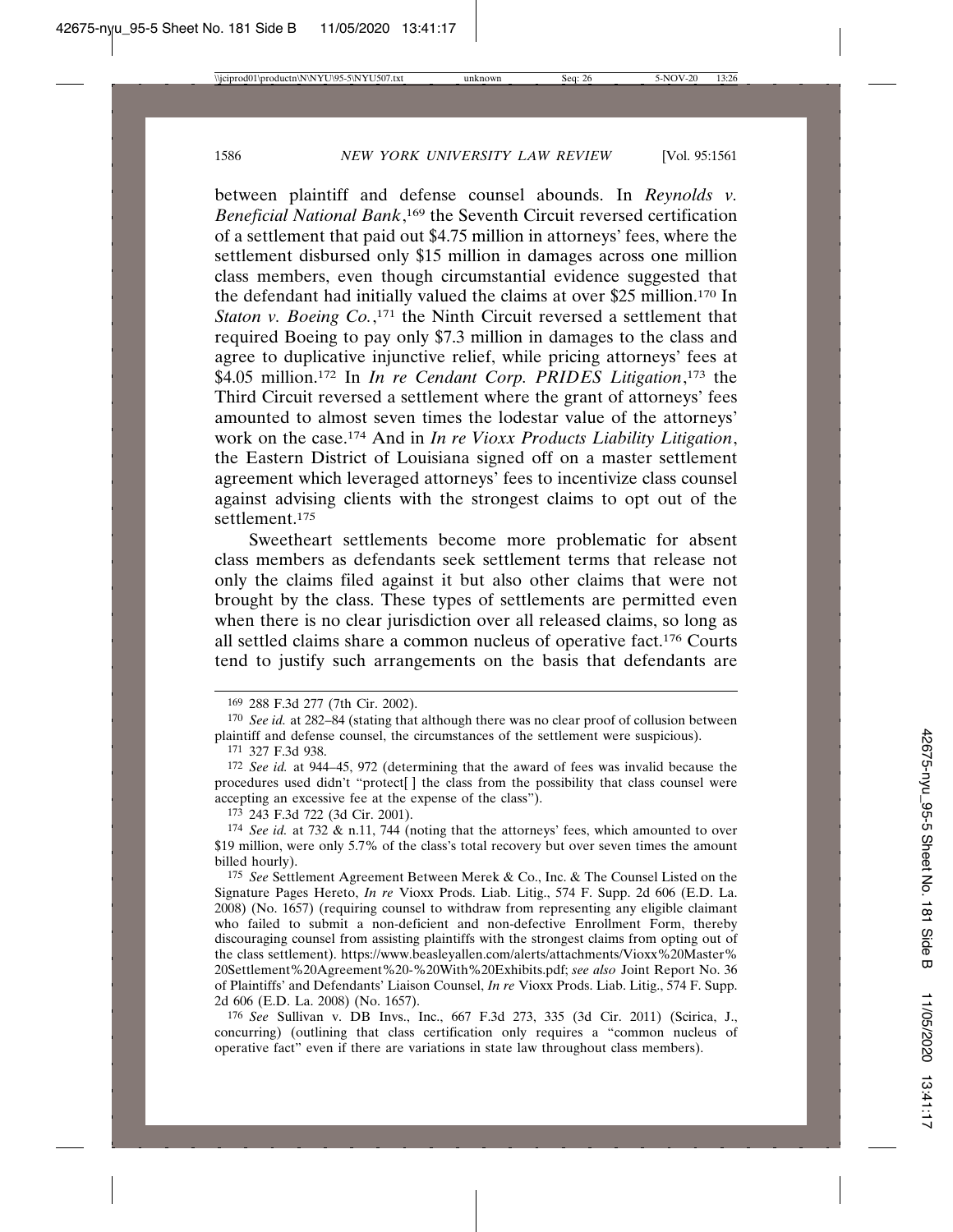between plaintiff and defense counsel abounds. In *Reynolds v. Beneficial National Bank*,[169] the Seventh Circuit reversed certification of a settlement that paid out $4.75 million in attorneys' fees, where the settlement disbursed only $15 million in damages across one million class members, even though circumstantial evidence suggested that the defendant had initially valued the claims at over $25 million.[170] In *Staton v. Boeing Co.*,[171] the Ninth Circuit reversed a settlement that required Boeing to pay only $7.3 million in damages to the class and agree to duplicative injunctive relief, while pricing attorneys' fees at $4.05 million.[172] In *In re Cendant Corp. PRIDES Litigation*,[173] the Third Circuit reversed a settlement where the grant of attorneys' fees amounted to almost seven times the lodestar value of the attorneys' work on the case.[174] And in *In re Vioxx Products Liability Litigation*, the Eastern District of Louisiana signed off on a master settlement agreement which leveraged attorneys' fees to incentivize class counsel against advising clients with the strongest claims to opt out of the settlement.[175]

Sweetheart settlements become more problematic for absent class members as defendants seek settlement terms that release not only the claims filed against it but also other claims that were not brought by the class. These types of settlements are permitted even when there is no clear jurisdiction over all released claims, so long as all settled claims share a common nucleus of operative fact.[176] Courts tend to justify such arrangements on the basis that defendants are

---

[169] 288 F.3d 277 (7th Cir. 2002).

[170] *See id.* at 282–84 (stating that although there was no clear proof of collusion between plaintiff and defense counsel, the circumstances of the settlement were suspicious).

[171] 327 F.3d 938.

[172] *See id.* at 944–45, 972 (determining that the award of fees was invalid because the procedures used didn't "protect[ ] the class from the possibility that class counsel were accepting an excessive fee at the expense of the class").

[173] 243 F.3d 722 (3d Cir. 2001).

[174] *See id.* at 732 & n.11, 744 (noting that the attorneys' fees, which amounted to over $19 million, were only 5.7% of the class's total recovery but over seven times the amount billed hourly).

[175] *See* Settlement Agreement Between Merek & Co., Inc. & The Counsel Listed on the Signature Pages Hereto, *In re* Vioxx Prods. Liab. Litig., 574 F. Supp. 2d 606 (E.D. La. 2008) (No. 1657) (requiring counsel to withdraw from representing any eligible claimant who failed to submit a non-deficient and non-defective Enrollment Form, thereby discouraging counsel from assisting plaintiffs with the strongest claims from opting out of the class settlement). https://www.beasleyallen.com/alerts/attachments/Vioxx%20Master%20Settlement%20Agreement%20-%20With%20Exhibits.pdf; *see also* Joint Report No. 36 of Plaintiffs' and Defendants' Liaison Counsel, *In re* Vioxx Prods. Liab. Litig., 574 F. Supp. 2d 606 (E.D. La. 2008) (No. 1657).

[176] *See* Sullivan v. DB Invs., Inc., 667 F.3d 273, 335 (3d Cir. 2011) (Scirica, J., concurring) (outlining that class certification only requires a "common nucleus of operative fact" even if there are variations in state law throughout class members).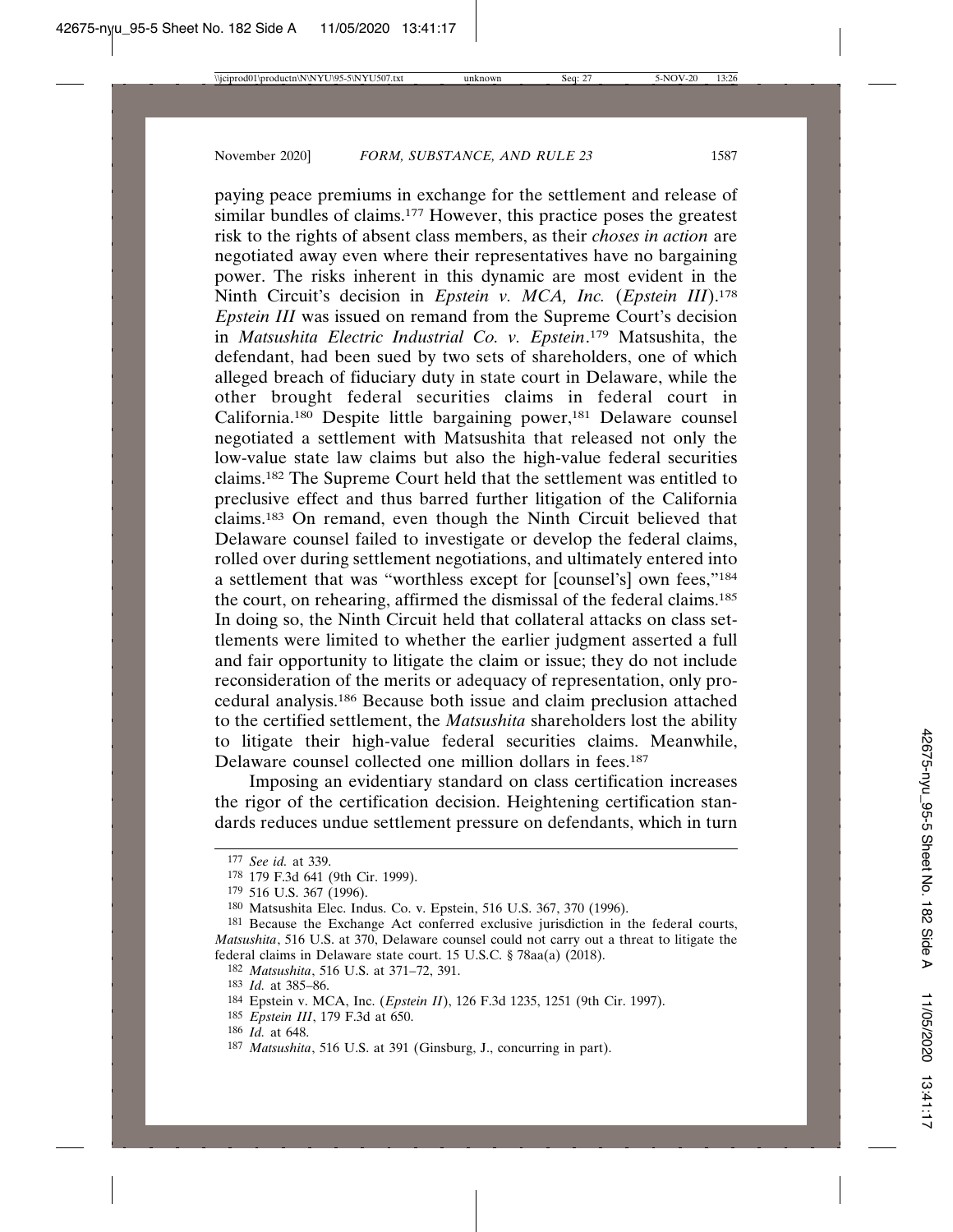paying peace premiums in exchange for the settlement and release of similar bundles of claims.[177] However, this practice poses the greatest risk to the rights of absent class members, as their *choses in action* are negotiated away even where their representatives have no bargaining power. The risks inherent in this dynamic are most evident in the Ninth Circuit's decision in *Epstein v. MCA, Inc.* (*Epstein III*).[178] *Epstein III* was issued on remand from the Supreme Court's decision in *Matsushita Electric Industrial Co. v. Epstein*.[179] Matsushita, the defendant, had been sued by two sets of shareholders, one of which alleged breach of fiduciary duty in state court in Delaware, while the other brought federal securities claims in federal court in California.[180] Despite little bargaining power,[181] Delaware counsel negotiated a settlement with Matsushita that released not only the low-value state law claims but also the high-value federal securities claims.[182] The Supreme Court held that the settlement was entitled to preclusive effect and thus barred further litigation of the California claims.[183] On remand, even though the Ninth Circuit believed that Delaware counsel failed to investigate or develop the federal claims, rolled over during settlement negotiations, and ultimately entered into a settlement that was "worthless except for [counsel's] own fees,"[184] the court, on rehearing, affirmed the dismissal of the federal claims.[185] In doing so, the Ninth Circuit held that collateral attacks on class settlements were limited to whether the earlier judgment asserted a full and fair opportunity to litigate the claim or issue; they do not include reconsideration of the merits or adequacy of representation, only procedural analysis.[186] Because both issue and claim preclusion attached to the certified settlement, the *Matsushita* shareholders lost the ability to litigate their high-value federal securities claims. Meanwhile, Delaware counsel collected one million dollars in fees.[187]

Imposing an evidentiary standard on class certification increases the rigor of the certification decision. Heightening certification standards reduces undue settlement pressure on defendants, which in turn

---

[177] *See id.* at 339.

[178] 179 F.3d 641 (9th Cir. 1999).

[179] 516 U.S. 367 (1996).

[180] Matsushita Elec. Indus. Co. v. Epstein, 516 U.S. 367, 370 (1996).

[181] Because the Exchange Act conferred exclusive jurisdiction in the federal courts, *Matsushita*, 516 U.S. at 370, Delaware counsel could not carry out a threat to litigate the federal claims in Delaware state court. 15 U.S.C. § 78aa(a) (2018).

[182] *Matsushita*, 516 U.S. at 371–72, 391.

[183] *Id.* at 385–86.

[184] Epstein v. MCA, Inc. (*Epstein II*), 126 F.3d 1235, 1251 (9th Cir. 1997).

[185] *Epstein III*, 179 F.3d at 650.

[186] *Id.* at 648.

[187] *Matsushita*, 516 U.S. at 391 (Ginsburg, J., concurring in part).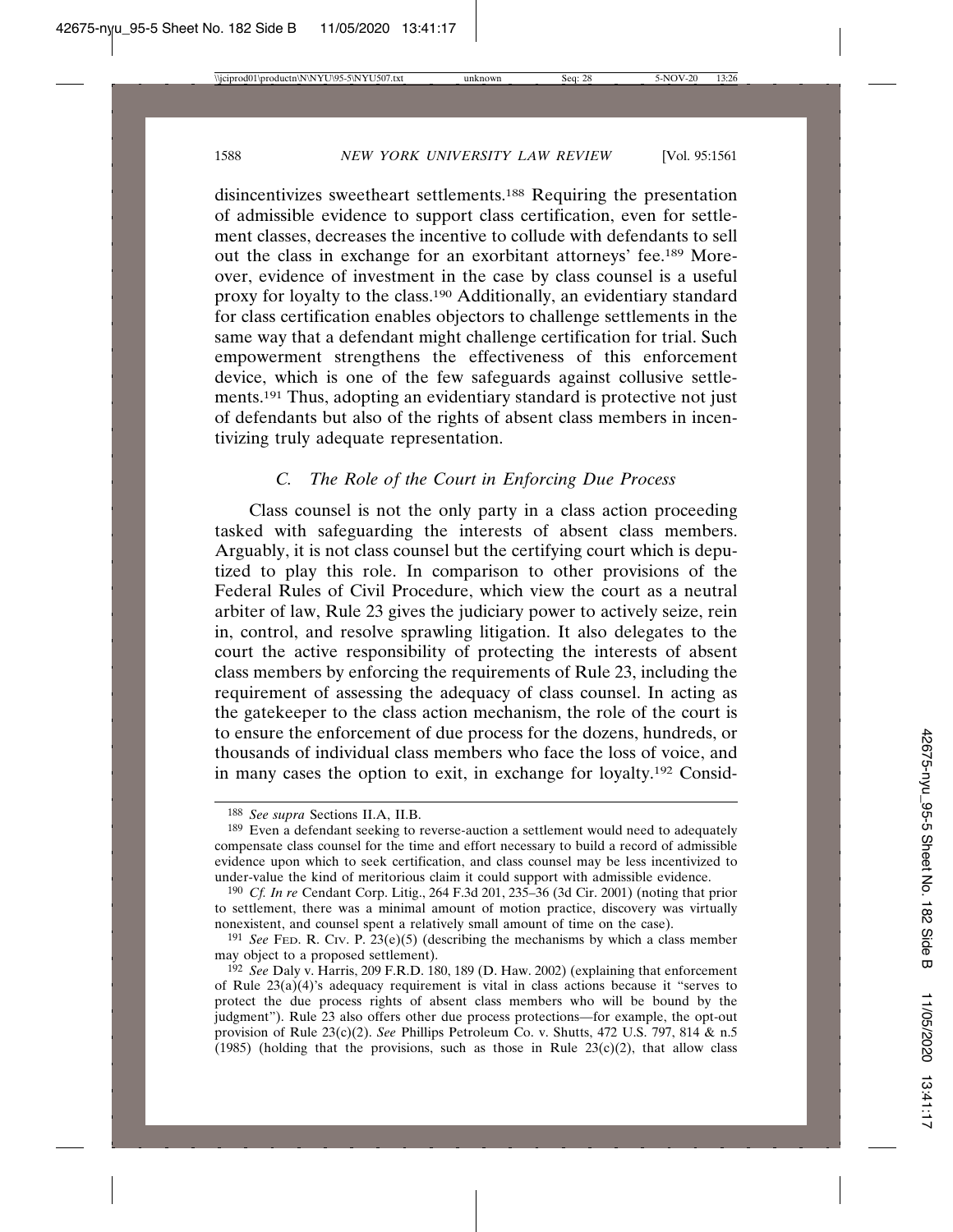disincentivizes sweetheart settlements.[188] Requiring the presentation of admissible evidence to support class certification, even for settlement classes, decreases the incentive to collude with defendants to sell out the class in exchange for an exorbitant attorneys' fee.[189] Moreover, evidence of investment in the case by class counsel is a useful proxy for loyalty to the class.[190] Additionally, an evidentiary standard for class certification enables objectors to challenge settlements in the same way that a defendant might challenge certification for trial. Such empowerment strengthens the effectiveness of this enforcement device, which is one of the few safeguards against collusive settlements.[191] Thus, adopting an evidentiary standard is protective not just of defendants but also of the rights of absent class members in incentivizing truly adequate representation.

### *C. The Role of the Court in Enforcing Due Process*

Class counsel is not the only party in a class action proceeding tasked with safeguarding the interests of absent class members. Arguably, it is not class counsel but the certifying court which is deputized to play this role. In comparison to other provisions of the Federal Rules of Civil Procedure, which view the court as a neutral arbiter of law, Rule 23 gives the judiciary power to actively seize, rein in, control, and resolve sprawling litigation. It also delegates to the court the active responsibility of protecting the interests of absent class members by enforcing the requirements of Rule 23, including the requirement of assessing the adequacy of class counsel. In acting as the gatekeeper to the class action mechanism, the role of the court is to ensure the enforcement of due process for the dozens, hundreds, or thousands of individual class members who face the loss of voice, and in many cases the option to exit, in exchange for loyalty.[192] Consid-

---

188 *See supra* Sections II.A, II.B.

189 Even a defendant seeking to reverse-auction a settlement would need to adequately compensate class counsel for the time and effort necessary to build a record of admissible evidence upon which to seek certification, and class counsel may be less incentivized to under-value the kind of meritorious claim it could support with admissible evidence.

190 *Cf. In re* Cendant Corp. Litig., 264 F.3d 201, 235–36 (3d Cir. 2001) (noting that prior to settlement, there was a minimal amount of motion practice, discovery was virtually nonexistent, and counsel spent a relatively small amount of time on the case).

191 *See* FED. R. CIV. P. 23(e)(5) (describing the mechanisms by which a class member may object to a proposed settlement).

192 *See* Daly v. Harris, 209 F.R.D. 180, 189 (D. Haw. 2002) (explaining that enforcement of Rule 23(a)(4)'s adequacy requirement is vital in class actions because it "serves to protect the due process rights of absent class members who will be bound by the judgment"). Rule 23 also offers other due process protections—for example, the opt-out provision of Rule 23(c)(2). *See* Phillips Petroleum Co. v. Shutts, 472 U.S. 797, 814 & n.5 (1985) (holding that the provisions, such as those in Rule 23(c)(2), that allow class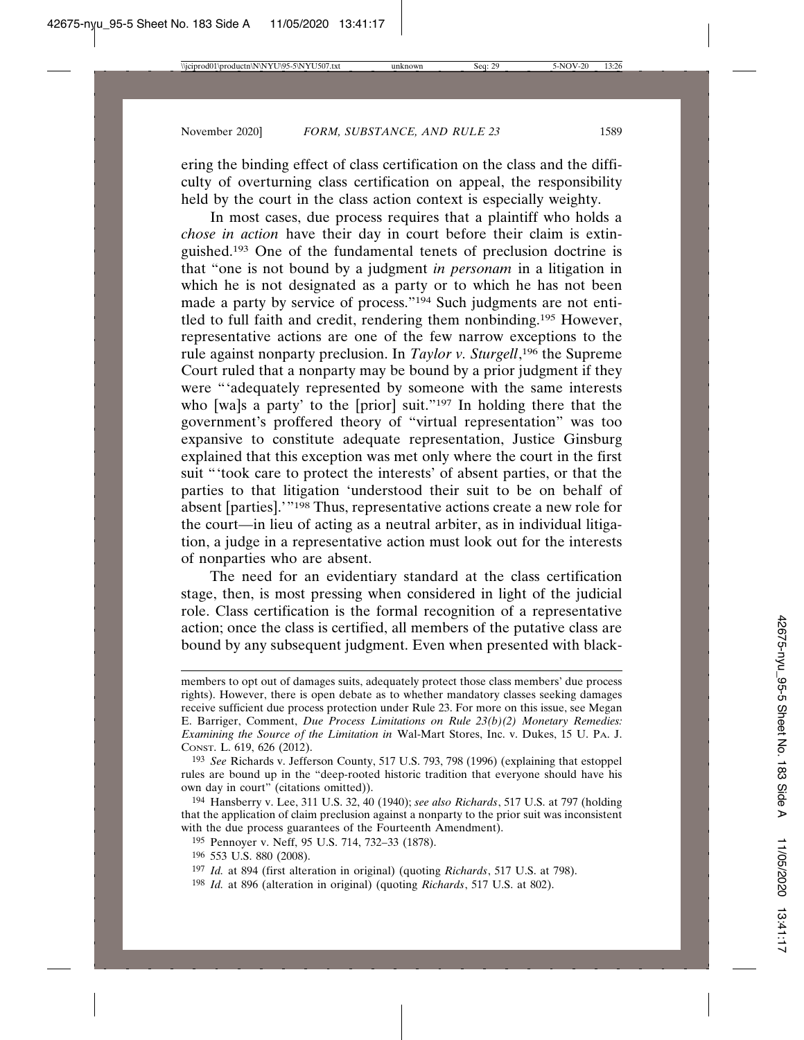ering the binding effect of class certification on the class and the difficulty of overturning class certification on appeal, the responsibility held by the court in the class action context is especially weighty.

In most cases, due process requires that a plaintiff who holds a *chose in action* have their day in court before their claim is extinguished.[193] One of the fundamental tenets of preclusion doctrine is that "one is not bound by a judgment *in personam* in a litigation in which he is not designated as a party or to which he has not been made a party by service of process."[194] Such judgments are not entitled to full faith and credit, rendering them nonbinding.[195] However, representative actions are one of the few narrow exceptions to the rule against nonparty preclusion. In *Taylor v. Sturgell*,[196] the Supreme Court ruled that a nonparty may be bound by a prior judgment if they were "'adequately represented by someone with the same interests who [wa]s a party' to the [prior] suit."[197] In holding there that the government's proffered theory of "virtual representation" was too expansive to constitute adequate representation, Justice Ginsburg explained that this exception was met only where the court in the first suit "'took care to protect the interests' of absent parties, or that the parties to that litigation 'understood their suit to be on behalf of absent [parties].'"[198] Thus, representative actions create a new role for the court—in lieu of acting as a neutral arbiter, as in individual litigation, a judge in a representative action must look out for the interests of nonparties who are absent.

The need for an evidentiary standard at the class certification stage, then, is most pressing when considered in light of the judicial role. Class certification is the formal recognition of a representative action; once the class is certified, all members of the putative class are bound by any subsequent judgment. Even when presented with black-

---

members to opt out of damages suits, adequately protect those class members' due process rights). However, there is open debate as to whether mandatory classes seeking damages receive sufficient due process protection under Rule 23. For more on this issue, see Megan E. Barriger, Comment, *Due Process Limitations on Rule 23(b)(2) Monetary Remedies: Examining the Source of the Limitation in* Wal-Mart Stores, Inc. v. Dukes, 15 U. PA. J. CONST. L. 619, 626 (2012).

[193] *See* Richards v. Jefferson County, 517 U.S. 793, 798 (1996) (explaining that estoppel rules are bound up in the "deep-rooted historic tradition that everyone should have his own day in court" (citations omitted)).

[194] Hansberry v. Lee, 311 U.S. 32, 40 (1940); *see also Richards*, 517 U.S. at 797 (holding that the application of claim preclusion against a nonparty to the prior suit was inconsistent with the due process guarantees of the Fourteenth Amendment).

[195] Pennoyer v. Neff, 95 U.S. 714, 732–33 (1878).

[196] 553 U.S. 880 (2008).

[197] *Id.* at 894 (first alteration in original) (quoting *Richards*, 517 U.S. at 798).

[198] *Id.* at 896 (alteration in original) (quoting *Richards*, 517 U.S. at 802).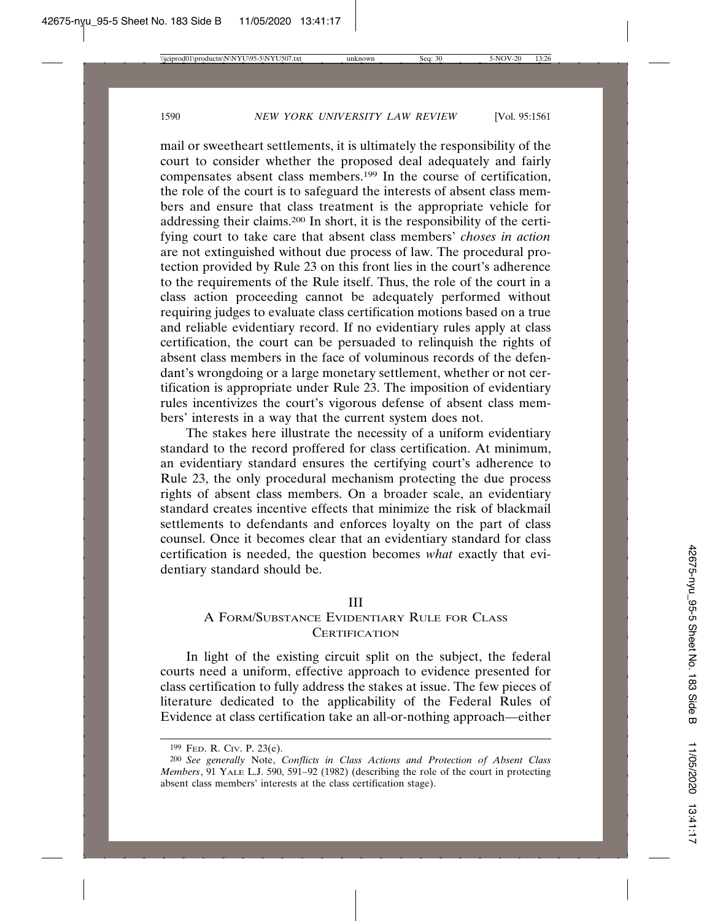mail or sweetheart settlements, it is ultimately the responsibility of the court to consider whether the proposed deal adequately and fairly compensates absent class members.[199] In the course of certification, the role of the court is to safeguard the interests of absent class members and ensure that class treatment is the appropriate vehicle for addressing their claims.[200] In short, it is the responsibility of the certifying court to take care that absent class members' *choses in action* are not extinguished without due process of law. The procedural protection provided by Rule 23 on this front lies in the court's adherence to the requirements of the Rule itself. Thus, the role of the court in a class action proceeding cannot be adequately performed without requiring judges to evaluate class certification motions based on a true and reliable evidentiary record. If no evidentiary rules apply at class certification, the court can be persuaded to relinquish the rights of absent class members in the face of voluminous records of the defendant's wrongdoing or a large monetary settlement, whether or not certification is appropriate under Rule 23. The imposition of evidentiary rules incentivizes the court's vigorous defense of absent class members' interests in a way that the current system does not.

The stakes here illustrate the necessity of a uniform evidentiary standard to the record proffered for class certification. At minimum, an evidentiary standard ensures the certifying court's adherence to Rule 23, the only procedural mechanism protecting the due process rights of absent class members. On a broader scale, an evidentiary standard creates incentive effects that minimize the risk of blackmail settlements to defendants and enforces loyalty on the part of class counsel. Once it becomes clear that an evidentiary standard for class certification is needed, the question becomes *what* exactly that evidentiary standard should be.

## III
## A Form/Substance Evidentiary Rule for Class Certification

In light of the existing circuit split on the subject, the federal courts need a uniform, effective approach to evidence presented for class certification to fully address the stakes at issue. The few pieces of literature dedicated to the applicability of the Federal Rules of Evidence at class certification take an all-or-nothing approach—either

---

[199] Fed. R. Civ. P. 23(e).

[200] *See generally* Note, *Conflicts in Class Actions and Protection of Absent Class Members*, 91 Yale L.J. 590, 591–92 (1982) (describing the role of the court in protecting absent class members' interests at the class certification stage).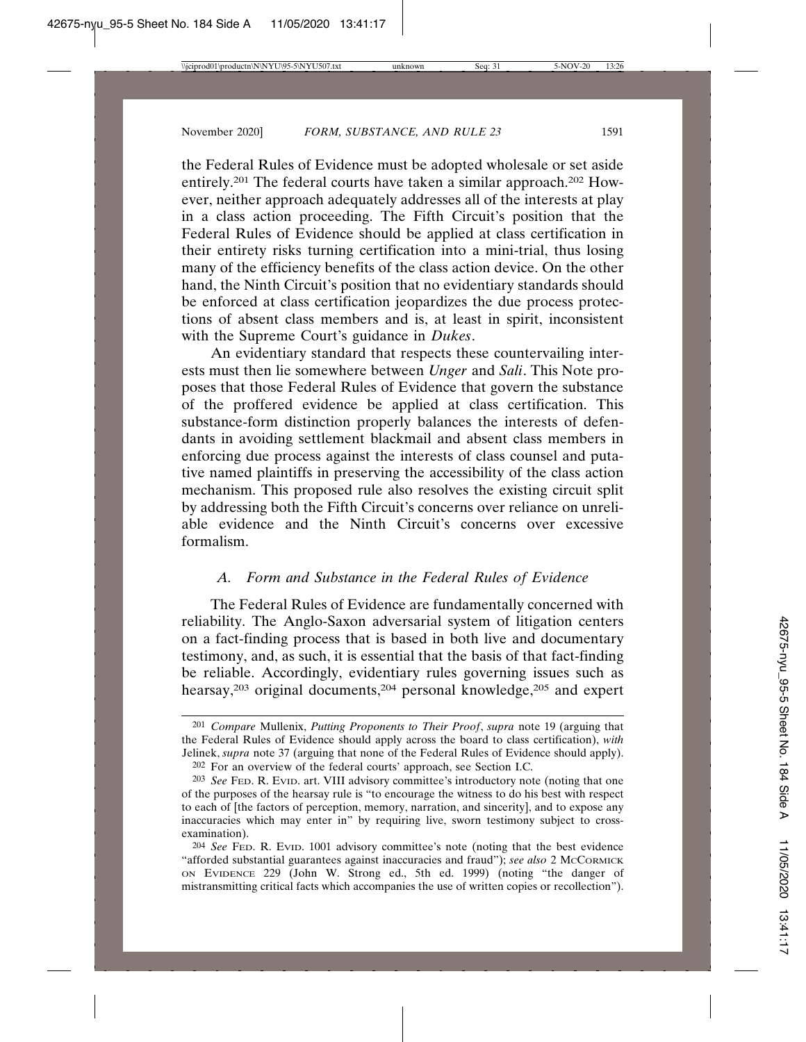the Federal Rules of Evidence must be adopted wholesale or set aside entirely.[201] The federal courts have taken a similar approach.[202] However, neither approach adequately addresses all of the interests at play in a class action proceeding. The Fifth Circuit's position that the Federal Rules of Evidence should be applied at class certification in their entirety risks turning certification into a mini-trial, thus losing many of the efficiency benefits of the class action device. On the other hand, the Ninth Circuit's position that no evidentiary standards should be enforced at class certification jeopardizes the due process protections of absent class members and is, at least in spirit, inconsistent with the Supreme Court's guidance in *Dukes*.

An evidentiary standard that respects these countervailing interests must then lie somewhere between *Unger* and *Sali*. This Note proposes that those Federal Rules of Evidence that govern the substance of the proffered evidence be applied at class certification. This substance-form distinction properly balances the interests of defendants in avoiding settlement blackmail and absent class members in enforcing due process against the interests of class counsel and putative named plaintiffs in preserving the accessibility of the class action mechanism. This proposed rule also resolves the existing circuit split by addressing both the Fifth Circuit's concerns over reliance on unreliable evidence and the Ninth Circuit's concerns over excessive formalism.

### *A. Form and Substance in the Federal Rules of Evidence*

The Federal Rules of Evidence are fundamentally concerned with reliability. The Anglo-Saxon adversarial system of litigation centers on a fact-finding process that is based in both live and documentary testimony, and, as such, it is essential that the basis of that fact-finding be reliable. Accordingly, evidentiary rules governing issues such as hearsay,[203] original documents,[204] personal knowledge,[205] and expert

---

[201] *Compare* Mullenix, *Putting Proponents to Their Proof*, *supra* note 19 (arguing that the Federal Rules of Evidence should apply across the board to class certification), *with* Jelinek, *supra* note 37 (arguing that none of the Federal Rules of Evidence should apply).

[202] For an overview of the federal courts' approach, see Section I.C.

[203] *See* FED. R. EVID. art. VIII advisory committee's introductory note (noting that one of the purposes of the hearsay rule is "to encourage the witness to do his best with respect to each of [the factors of perception, memory, narration, and sincerity], and to expose any inaccuracies which may enter in" by requiring live, sworn testimony subject to cross-examination).

[204] *See* FED. R. EVID. 1001 advisory committee's note (noting that the best evidence "afforded substantial guarantees against inaccuracies and fraud"); *see also* 2 MCCORMICK ON EVIDENCE 229 (John W. Strong ed., 5th ed. 1999) (noting "the danger of mistransmitting critical facts which accompanies the use of written copies or recollection").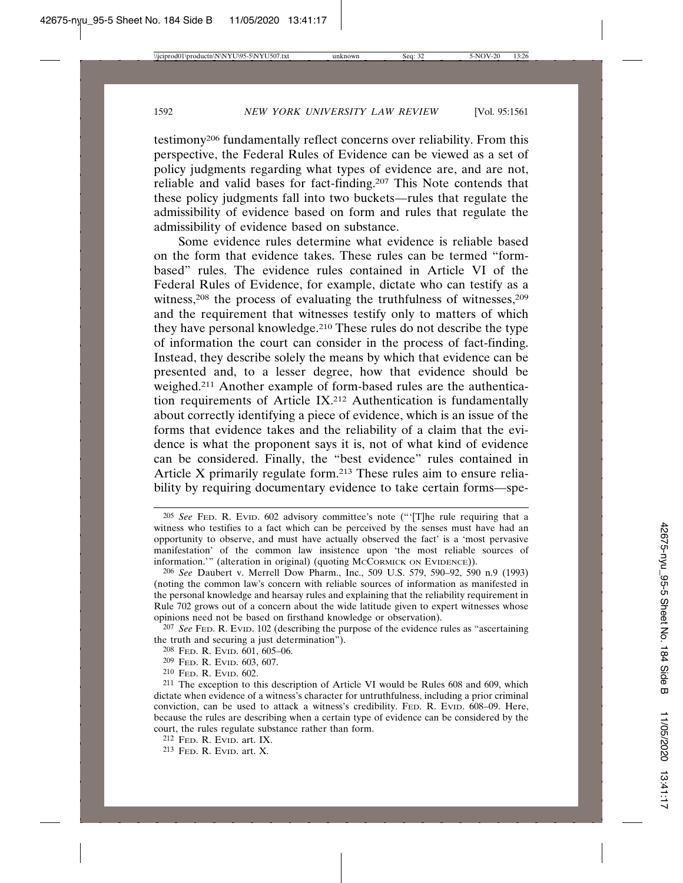testimony[206] fundamentally reflect concerns over reliability. From this perspective, the Federal Rules of Evidence can be viewed as a set of policy judgments regarding what types of evidence are, and are not, reliable and valid bases for fact-finding.[207] This Note contends that these policy judgments fall into two buckets—rules that regulate the admissibility of evidence based on form and rules that regulate the admissibility of evidence based on substance.

Some evidence rules determine what evidence is reliable based on the form that evidence takes. These rules can be termed "form-based" rules. The evidence rules contained in Article VI of the Federal Rules of Evidence, for example, dictate who can testify as a witness,[208] the process of evaluating the truthfulness of witnesses,[209] and the requirement that witnesses testify only to matters of which they have personal knowledge.[210] These rules do not describe the type of information the court can consider in the process of fact-finding. Instead, they describe solely the means by which that evidence can be presented and, to a lesser degree, how that evidence should be weighed.[211] Another example of form-based rules are the authentication requirements of Article IX.[212] Authentication is fundamentally about correctly identifying a piece of evidence, which is an issue of the forms that evidence takes and the reliability of a claim that the evidence is what the proponent says it is, not of what kind of evidence can be considered. Finally, the "best evidence" rules contained in Article X primarily regulate form.[213] These rules aim to ensure reliability by requiring documentary evidence to take certain forms—spe-

---

[205] *See* FED. R. EVID. 602 advisory committee's note ("'[T]he rule requiring that a witness who testifies to a fact which can be perceived by the senses must have had an opportunity to observe, and must have actually observed the fact' is a 'most pervasive manifestation' of the common law insistence upon 'the most reliable sources of information.'" (alteration in original) (quoting MCCORMICK ON EVIDENCE)).

[206] *See* Daubert v. Merrell Dow Pharm., Inc., 509 U.S. 579, 590–92, 590 n.9 (1993) (noting the common law's concern with reliable sources of information as manifested in the personal knowledge and hearsay rules and explaining that the reliability requirement in Rule 702 grows out of a concern about the wide latitude given to expert witnesses whose opinions need not be based on firsthand knowledge or observation).

[207] *See* FED. R. EVID. 102 (describing the purpose of the evidence rules as "ascertaining the truth and securing a just determination").

[208] FED. R. EVID. 601, 605–06.

[209] FED. R. EVID. 603, 607.

[210] FED. R. EVID. 602.

[211] The exception to this description of Article VI would be Rules 608 and 609, which dictate when evidence of a witness's character for untruthfulness, including a prior criminal conviction, can be used to attack a witness's credibility. FED. R. EVID. 608–09. Here, because the rules are describing when a certain type of evidence can be considered by the court, the rules regulate substance rather than form.

[212] FED. R. EVID. art. IX.

[213] FED. R. EVID. art. X.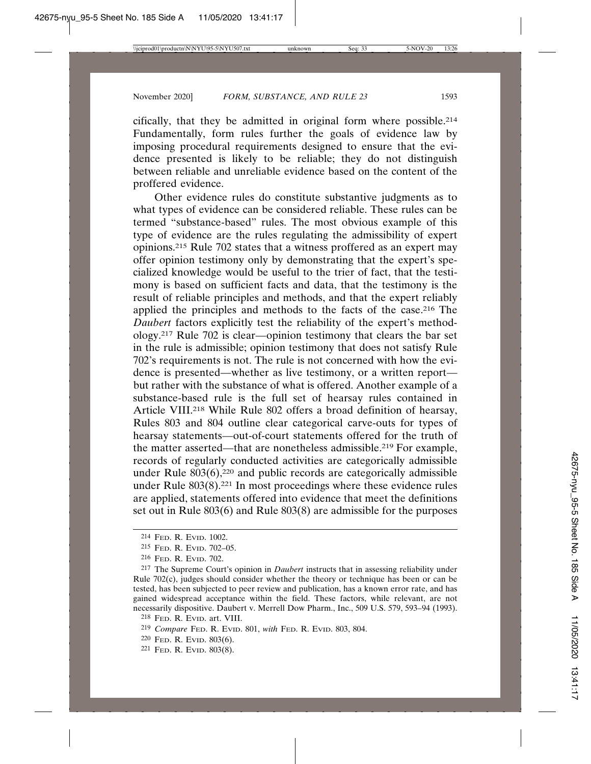cifically, that they be admitted in original form where possible.[214] Fundamentally, form rules further the goals of evidence law by imposing procedural requirements designed to ensure that the evidence presented is likely to be reliable; they do not distinguish between reliable and unreliable evidence based on the content of the proffered evidence.

Other evidence rules do constitute substantive judgments as to what types of evidence can be considered reliable. These rules can be termed "substance-based" rules. The most obvious example of this type of evidence are the rules regulating the admissibility of expert opinions.[215] Rule 702 states that a witness proffered as an expert may offer opinion testimony only by demonstrating that the expert's specialized knowledge would be useful to the trier of fact, that the testimony is based on sufficient facts and data, that the testimony is the result of reliable principles and methods, and that the expert reliably applied the principles and methods to the facts of the case.[216] The *Daubert* factors explicitly test the reliability of the expert's methodology.[217] Rule 702 is clear—opinion testimony that clears the bar set in the rule is admissible; opinion testimony that does not satisfy Rule 702's requirements is not. The rule is not concerned with how the evidence is presented—whether as live testimony, or a written report—but rather with the substance of what is offered. Another example of a substance-based rule is the full set of hearsay rules contained in Article VIII.[218] While Rule 802 offers a broad definition of hearsay, Rules 803 and 804 outline clear categorical carve-outs for types of hearsay statements—out-of-court statements offered for the truth of the matter asserted—that are nonetheless admissible.[219] For example, records of regularly conducted activities are categorically admissible under Rule 803(6),[220] and public records are categorically admissible under Rule 803(8).[221] In most proceedings where these evidence rules are applied, statements offered into evidence that meet the definitions set out in Rule 803(6) and Rule 803(8) are admissible for the purposes

---

[214] Fed. R. Evid. 1002.

[215] Fed. R. Evid. 702–05.

[216] Fed. R. Evid. 702.

[217] The Supreme Court's opinion in *Daubert* instructs that in assessing reliability under Rule 702(c), judges should consider whether the theory or technique has been or can be tested, has been subjected to peer review and publication, has a known error rate, and has gained widespread acceptance within the field. These factors, while relevant, are not necessarily dispositive. Daubert v. Merrell Dow Pharm., Inc., 509 U.S. 579, 593–94 (1993).

[218] Fed. R. Evid. art. VIII.

[219] *Compare* Fed. R. Evid. 801, *with* Fed. R. Evid. 803, 804.

[220] Fed. R. Evid. 803(6).

[221] Fed. R. Evid. 803(8).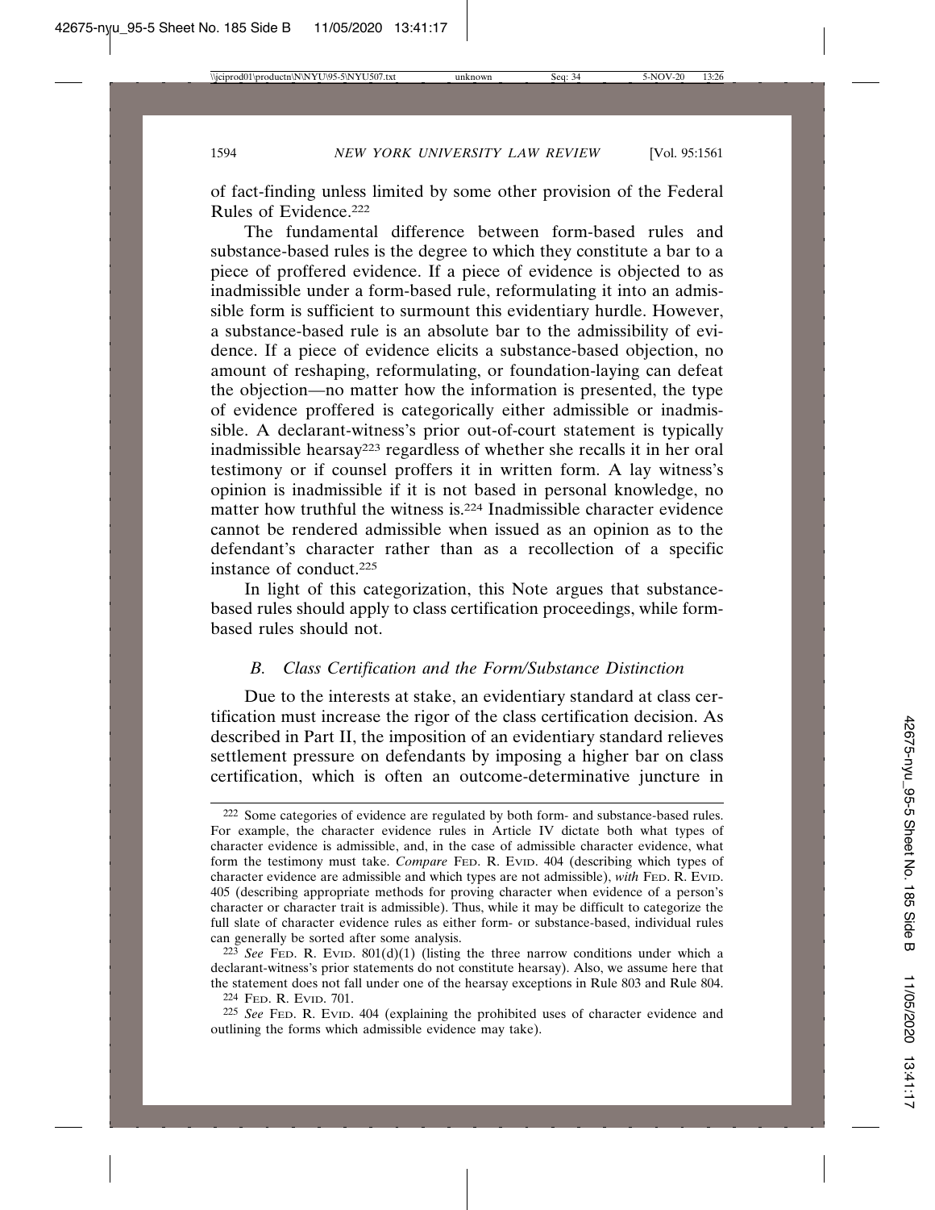of fact-finding unless limited by some other provision of the Federal Rules of Evidence.[222]

The fundamental difference between form-based rules and substance-based rules is the degree to which they constitute a bar to a piece of proffered evidence. If a piece of evidence is objected to as inadmissible under a form-based rule, reformulating it into an admissible form is sufficient to surmount this evidentiary hurdle. However, a substance-based rule is an absolute bar to the admissibility of evidence. If a piece of evidence elicits a substance-based objection, no amount of reshaping, reformulating, or foundation-laying can defeat the objection—no matter how the information is presented, the type of evidence proffered is categorically either admissible or inadmissible. A declarant-witness's prior out-of-court statement is typically inadmissible hearsay[223] regardless of whether she recalls it in her oral testimony or if counsel proffers it in written form. A lay witness's opinion is inadmissible if it is not based in personal knowledge, no matter how truthful the witness is.[224] Inadmissible character evidence cannot be rendered admissible when issued as an opinion as to the defendant's character rather than as a recollection of a specific instance of conduct.[225]

In light of this categorization, this Note argues that substance-based rules should apply to class certification proceedings, while form-based rules should not.

### B. *Class Certification and the Form/Substance Distinction*

Due to the interests at stake, an evidentiary standard at class certification must increase the rigor of the class certification decision. As described in Part II, the imposition of an evidentiary standard relieves settlement pressure on defendants by imposing a higher bar on class certification, which is often an outcome-determinative juncture in

---

[222] Some categories of evidence are regulated by both form- and substance-based rules. For example, the character evidence rules in Article IV dictate both what types of character evidence is admissible, and, in the case of admissible character evidence, what form the testimony must take. *Compare* FED. R. EVID. 404 (describing which types of character evidence are admissible and which types are not admissible), *with* FED. R. EVID. 405 (describing appropriate methods for proving character when evidence of a person's character or character trait is admissible). Thus, while it may be difficult to categorize the full slate of character evidence rules as either form- or substance-based, individual rules can generally be sorted after some analysis.

[223] *See* FED. R. EVID. 801(d)(1) (listing the three narrow conditions under which a declarant-witness's prior statements do not constitute hearsay). Also, we assume here that the statement does not fall under one of the hearsay exceptions in Rule 803 and Rule 804.

[224] FED. R. EVID. 701.

[225] *See* FED. R. EVID. 404 (explaining the prohibited uses of character evidence and outlining the forms which admissible evidence may take).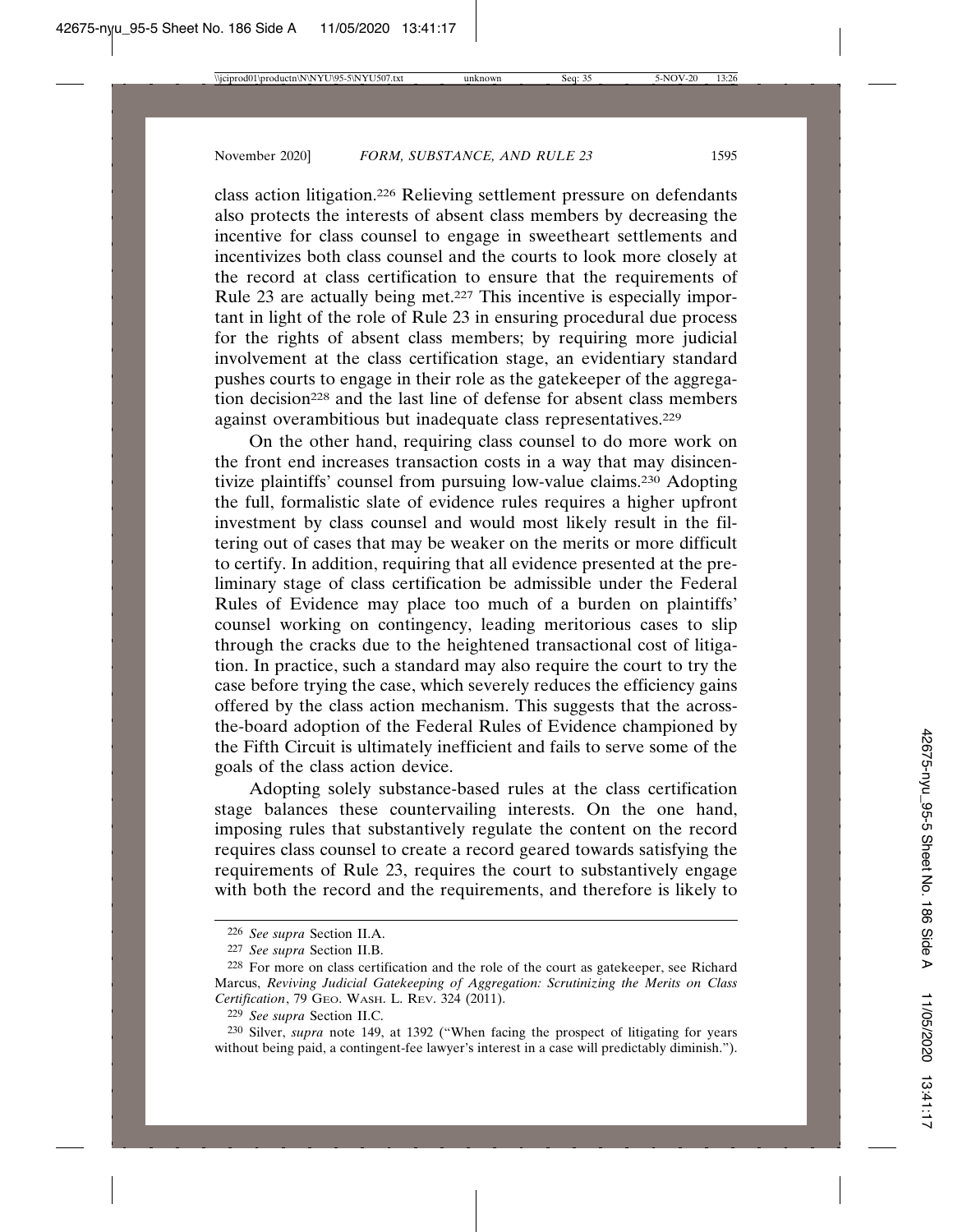class action litigation.[226] Relieving settlement pressure on defendants also protects the interests of absent class members by decreasing the incentive for class counsel to engage in sweetheart settlements and incentivizes both class counsel and the courts to look more closely at the record at class certification to ensure that the requirements of Rule 23 are actually being met.[227] This incentive is especially important in light of the role of Rule 23 in ensuring procedural due process for the rights of absent class members; by requiring more judicial involvement at the class certification stage, an evidentiary standard pushes courts to engage in their role as the gatekeeper of the aggregation decision[228] and the last line of defense for absent class members against overambitious but inadequate class representatives.[229]

On the other hand, requiring class counsel to do more work on the front end increases transaction costs in a way that may disincentivize plaintiffs' counsel from pursuing low-value claims.[230] Adopting the full, formalistic slate of evidence rules requires a higher upfront investment by class counsel and would most likely result in the filtering out of cases that may be weaker on the merits or more difficult to certify. In addition, requiring that all evidence presented at the preliminary stage of class certification be admissible under the Federal Rules of Evidence may place too much of a burden on plaintiffs' counsel working on contingency, leading meritorious cases to slip through the cracks due to the heightened transactional cost of litigation. In practice, such a standard may also require the court to try the case before trying the case, which severely reduces the efficiency gains offered by the class action mechanism. This suggests that the across-the-board adoption of the Federal Rules of Evidence championed by the Fifth Circuit is ultimately inefficient and fails to serve some of the goals of the class action device.

Adopting solely substance-based rules at the class certification stage balances these countervailing interests. On the one hand, imposing rules that substantively regulate the content on the record requires class counsel to create a record geared towards satisfying the requirements of Rule 23, requires the court to substantively engage with both the record and the requirements, and therefore is likely to

---

[226] *See supra* Section II.A.

[227] *See supra* Section II.B.

[228] For more on class certification and the role of the court as gatekeeper, see Richard Marcus, *Reviving Judicial Gatekeeping of Aggregation: Scrutinizing the Merits on Class Certification*, 79 GEO. WASH. L. REV. 324 (2011).

[229] *See supra* Section II.C.

[230] Silver, *supra* note 149, at 1392 ("When facing the prospect of litigating for years without being paid, a contingent-fee lawyer's interest in a case will predictably diminish.").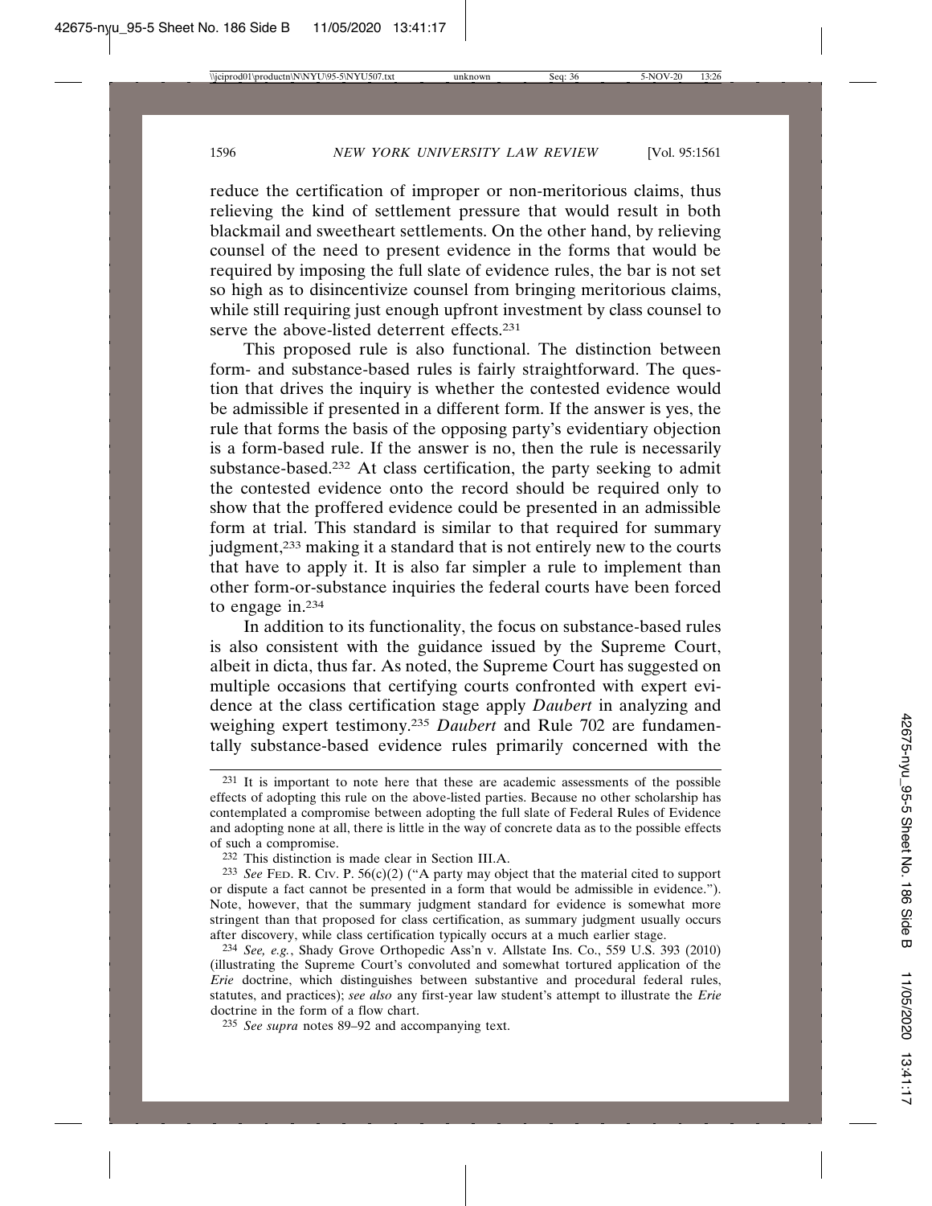reduce the certification of improper or non-meritorious claims, thus relieving the kind of settlement pressure that would result in both blackmail and sweetheart settlements. On the other hand, by relieving counsel of the need to present evidence in the forms that would be required by imposing the full slate of evidence rules, the bar is not set so high as to disincentivize counsel from bringing meritorious claims, while still requiring just enough upfront investment by class counsel to serve the above-listed deterrent effects.[231]

This proposed rule is also functional. The distinction between form- and substance-based rules is fairly straightforward. The question that drives the inquiry is whether the contested evidence would be admissible if presented in a different form. If the answer is yes, the rule that forms the basis of the opposing party's evidentiary objection is a form-based rule. If the answer is no, then the rule is necessarily substance-based.[232] At class certification, the party seeking to admit the contested evidence onto the record should be required only to show that the proffered evidence could be presented in an admissible form at trial. This standard is similar to that required for summary judgment,[233] making it a standard that is not entirely new to the courts that have to apply it. It is also far simpler a rule to implement than other form-or-substance inquiries the federal courts have been forced to engage in.[234]

In addition to its functionality, the focus on substance-based rules is also consistent with the guidance issued by the Supreme Court, albeit in dicta, thus far. As noted, the Supreme Court has suggested on multiple occasions that certifying courts confronted with expert evidence at the class certification stage apply *Daubert* in analyzing and weighing expert testimony.[235] *Daubert* and Rule 702 are fundamentally substance-based evidence rules primarily concerned with the

---

[231] It is important to note here that these are academic assessments of the possible effects of adopting this rule on the above-listed parties. Because no other scholarship has contemplated a compromise between adopting the full slate of Federal Rules of Evidence and adopting none at all, there is little in the way of concrete data as to the possible effects of such a compromise.

[232] This distinction is made clear in Section III.A.

[233] *See* FED. R. CIV. P. 56(c)(2) ("A party may object that the material cited to support or dispute a fact cannot be presented in a form that would be admissible in evidence."). Note, however, that the summary judgment standard for evidence is somewhat more stringent than that proposed for class certification, as summary judgment usually occurs after discovery, while class certification typically occurs at a much earlier stage.

[234] *See, e.g.*, Shady Grove Orthopedic Ass'n v. Allstate Ins. Co., 559 U.S. 393 (2010) (illustrating the Supreme Court's convoluted and somewhat tortured application of the *Erie* doctrine, which distinguishes between substantive and procedural federal rules, statutes, and practices); *see also* any first-year law student's attempt to illustrate the *Erie* doctrine in the form of a flow chart.

[235] *See supra* notes 89–92 and accompanying text.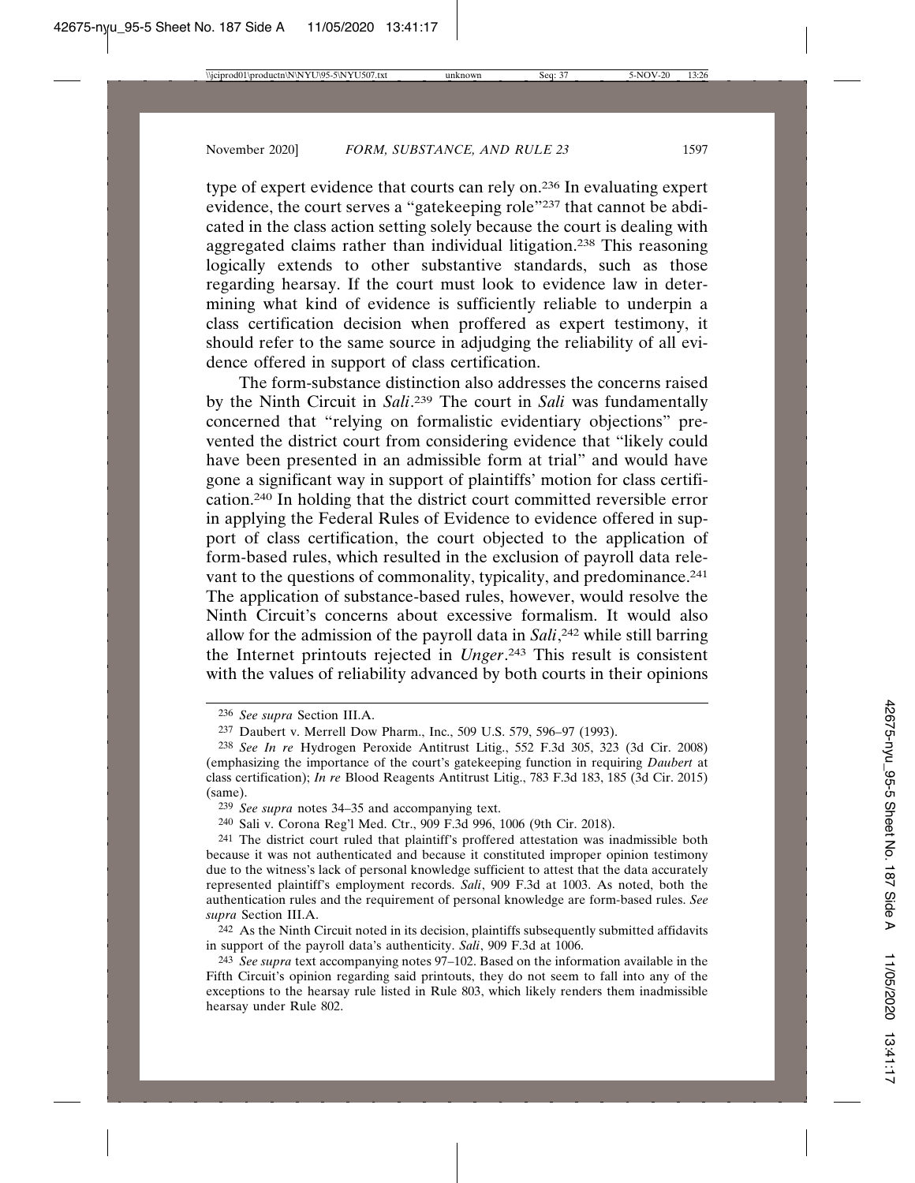type of expert evidence that courts can rely on.[236] In evaluating expert evidence, the court serves a "gatekeeping role"[237] that cannot be abdicated in the class action setting solely because the court is dealing with aggregated claims rather than individual litigation.[238] This reasoning logically extends to other substantive standards, such as those regarding hearsay. If the court must look to evidence law in determining what kind of evidence is sufficiently reliable to underpin a class certification decision when proffered as expert testimony, it should refer to the same source in adjudging the reliability of all evidence offered in support of class certification.

The form-substance distinction also addresses the concerns raised by the Ninth Circuit in *Sali*.[239] The court in *Sali* was fundamentally concerned that "relying on formalistic evidentiary objections" prevented the district court from considering evidence that "likely could have been presented in an admissible form at trial" and would have gone a significant way in support of plaintiffs' motion for class certification.[240] In holding that the district court committed reversible error in applying the Federal Rules of Evidence to evidence offered in support of class certification, the court objected to the application of form-based rules, which resulted in the exclusion of payroll data relevant to the questions of commonality, typicality, and predominance.[241] The application of substance-based rules, however, would resolve the Ninth Circuit's concerns about excessive formalism. It would also allow for the admission of the payroll data in *Sali*,[242] while still barring the Internet printouts rejected in *Unger*.[243] This result is consistent with the values of reliability advanced by both courts in their opinions

---

[236] *See supra* Section III.A.

[237] Daubert v. Merrell Dow Pharm., Inc., 509 U.S. 579, 596–97 (1993).

[238] *See In re* Hydrogen Peroxide Antitrust Litig., 552 F.3d 305, 323 (3d Cir. 2008) (emphasizing the importance of the court's gatekeeping function in requiring *Daubert* at class certification); *In re* Blood Reagents Antitrust Litig., 783 F.3d 183, 185 (3d Cir. 2015) (same).

[239] *See supra* notes 34–35 and accompanying text.

[240] Sali v. Corona Reg'l Med. Ctr., 909 F.3d 996, 1006 (9th Cir. 2018).

[241] The district court ruled that plaintiff's proffered attestation was inadmissible both because it was not authenticated and because it constituted improper opinion testimony due to the witness's lack of personal knowledge sufficient to attest that the data accurately represented plaintiff's employment records. *Sali*, 909 F.3d at 1003. As noted, both the authentication rules and the requirement of personal knowledge are form-based rules. *See supra* Section III.A.

[242] As the Ninth Circuit noted in its decision, plaintiffs subsequently submitted affidavits in support of the payroll data's authenticity. *Sali*, 909 F.3d at 1006.

[243] *See supra* text accompanying notes 97–102. Based on the information available in the Fifth Circuit's opinion regarding said printouts, they do not seem to fall into any of the exceptions to the hearsay rule listed in Rule 803, which likely renders them inadmissible hearsay under Rule 802.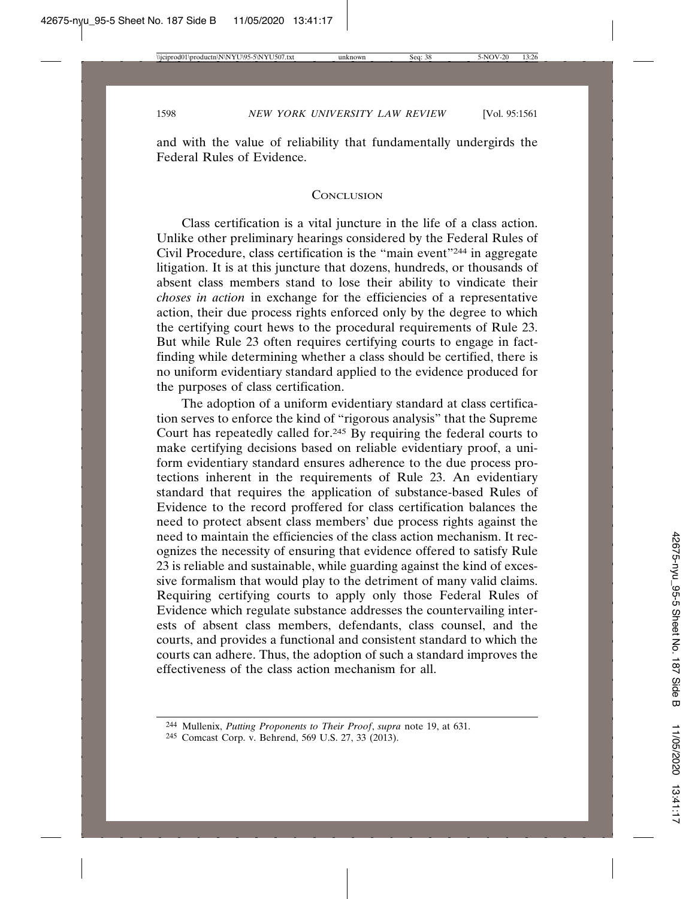and with the value of reliability that fundamentally undergirds the Federal Rules of Evidence.

## Conclusion

Class certification is a vital juncture in the life of a class action. Unlike other preliminary hearings considered by the Federal Rules of Civil Procedure, class certification is the "main event"[244] in aggregate litigation. It is at this juncture that dozens, hundreds, or thousands of absent class members stand to lose their ability to vindicate their *choses in action* in exchange for the efficiencies of a representative action, their due process rights enforced only by the degree to which the certifying court hews to the procedural requirements of Rule 23. But while Rule 23 often requires certifying courts to engage in fact-finding while determining whether a class should be certified, there is no uniform evidentiary standard applied to the evidence produced for the purposes of class certification.

The adoption of a uniform evidentiary standard at class certification serves to enforce the kind of "rigorous analysis" that the Supreme Court has repeatedly called for.[245] By requiring the federal courts to make certifying decisions based on reliable evidentiary proof, a uniform evidentiary standard ensures adherence to the due process protections inherent in the requirements of Rule 23. An evidentiary standard that requires the application of substance-based Rules of Evidence to the record proffered for class certification balances the need to protect absent class members' due process rights against the need to maintain the efficiencies of the class action mechanism. It recognizes the necessity of ensuring that evidence offered to satisfy Rule 23 is reliable and sustainable, while guarding against the kind of excessive formalism that would play to the detriment of many valid claims. Requiring certifying courts to apply only those Federal Rules of Evidence which regulate substance addresses the countervailing interests of absent class members, defendants, class counsel, and the courts, and provides a functional and consistent standard to which the courts can adhere. Thus, the adoption of such a standard improves the effectiveness of the class action mechanism for all.

---

[244] Mullenix, *Putting Proponents to Their Proof*, *supra* note 19, at 631.

[245] Comcast Corp. v. Behrend, 569 U.S. 27, 33 (2013).